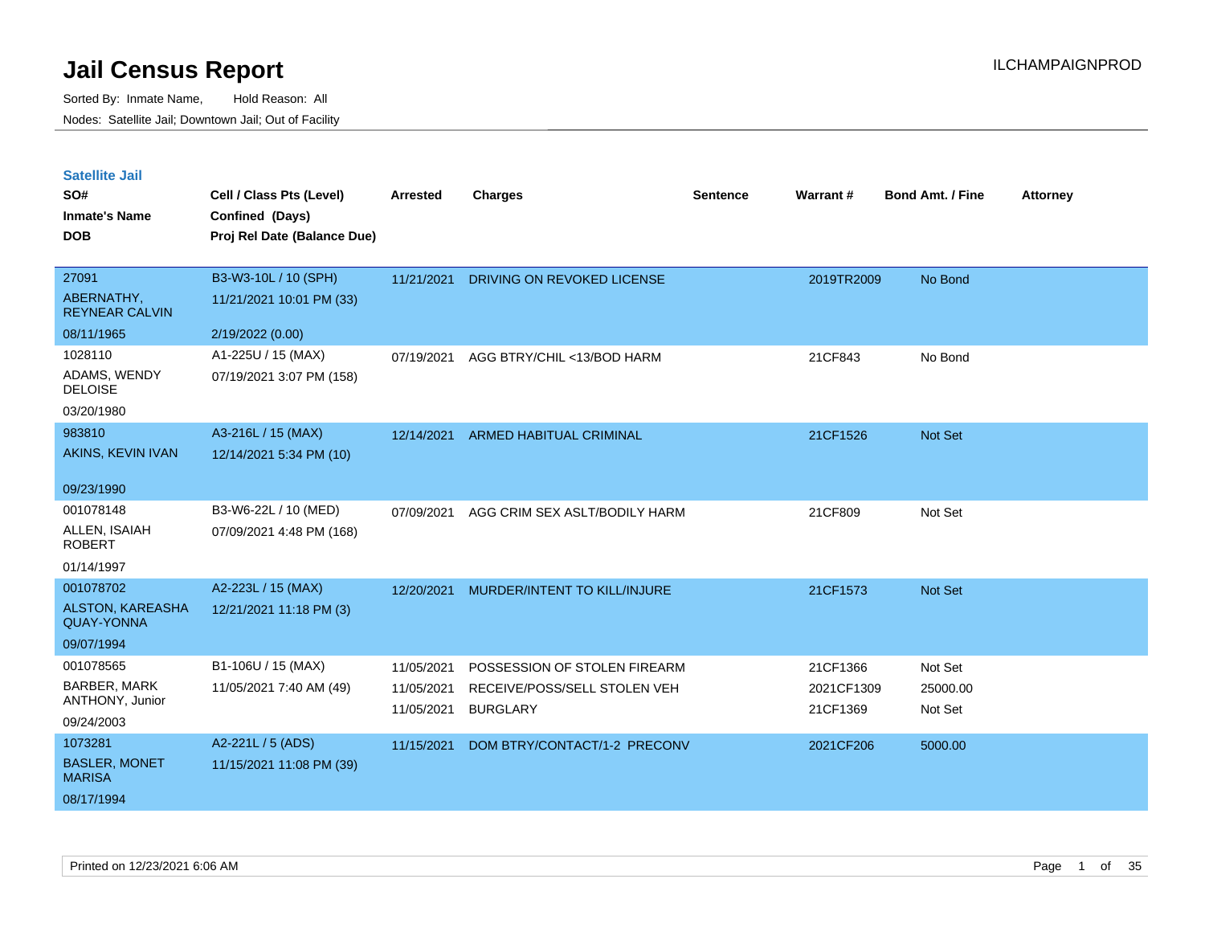# Jail Census Report

Sorted By: Inmate Name, Hold Reason: All

Nodes: Satellite Jail; Downtown Jail; Out of Facility

ILCHAMPAIGNPROD

## Satellite Jail

| SO# / Inmate's Name / DOB | Cell / Class Pts (Level) / Confined (Days) / Proj Rel Date (Balance Due) | Arrested | Charges | Sentence | Warrant # | Bond Amt. / Fine | Attorney |
|---|---|---|---|---|---|---|---|
| 27091<br>ABERNATHY, REYNEAR CALVIN<br>08/11/1965 | B3-W3-10L / 10 (SPH)<br>11/21/2021 10:01 PM (33)<br>2/19/2022 (0.00) | 11/21/2021 | DRIVING ON REVOKED LICENSE | | 2019TR2009 | No Bond | |
| 1028110<br>ADAMS, WENDY DELOISE<br>03/20/1980 | A1-225U / 15 (MAX)<br>07/19/2021 3:07 PM (158) | 07/19/2021 | AGG BTRY/CHIL <13/BOD HARM | | 21CF843 | No Bond | |
| 983810<br>AKINS, KEVIN IVAN<br>09/23/1990 | A3-216L / 15 (MAX)<br>12/14/2021 5:34 PM (10) | 12/14/2021 | ARMED HABITUAL CRIMINAL | | 21CF1526 | Not Set | |
| 001078148<br>ALLEN, ISAIAH ROBERT<br>01/14/1997 | B3-W6-22L / 10 (MED)<br>07/09/2021 4:48 PM (168) | 07/09/2021 | AGG CRIM SEX ASLT/BODILY HARM | | 21CF809 | Not Set | |
| 001078702<br>ALSTON, KAREASHA QUAY-YONNA<br>09/07/1994 | A2-223L / 15 (MAX)<br>12/21/2021 11:18 PM (3) | 12/20/2021 | MURDER/INTENT TO KILL/INJURE | | 21CF1573 | Not Set | |
| 001078565<br>BARBER, MARK ANTHONY, Junior<br>09/24/2003 | B1-106U / 15 (MAX)<br>11/05/2021 7:40 AM (49) | 11/05/2021 | POSSESSION OF STOLEN FIREARM | | 21CF1366 | Not Set | |
| | | 11/05/2021 | RECEIVE/POSS/SELL STOLEN VEH | | 2021CF1309 | 25000.00 | |
| | | 11/05/2021 | BURGLARY | | 21CF1369 | Not Set | |
| 1073281<br>BASLER, MONET MARISA<br>08/17/1994 | A2-221L / 5 (ADS)<br>11/15/2021 11:08 PM (39) | 11/15/2021 | DOM BTRY/CONTACT/1-2 PRECONV | | 2021CF206 | 5000.00 | |

Printed on 12/23/2021 6:06 AM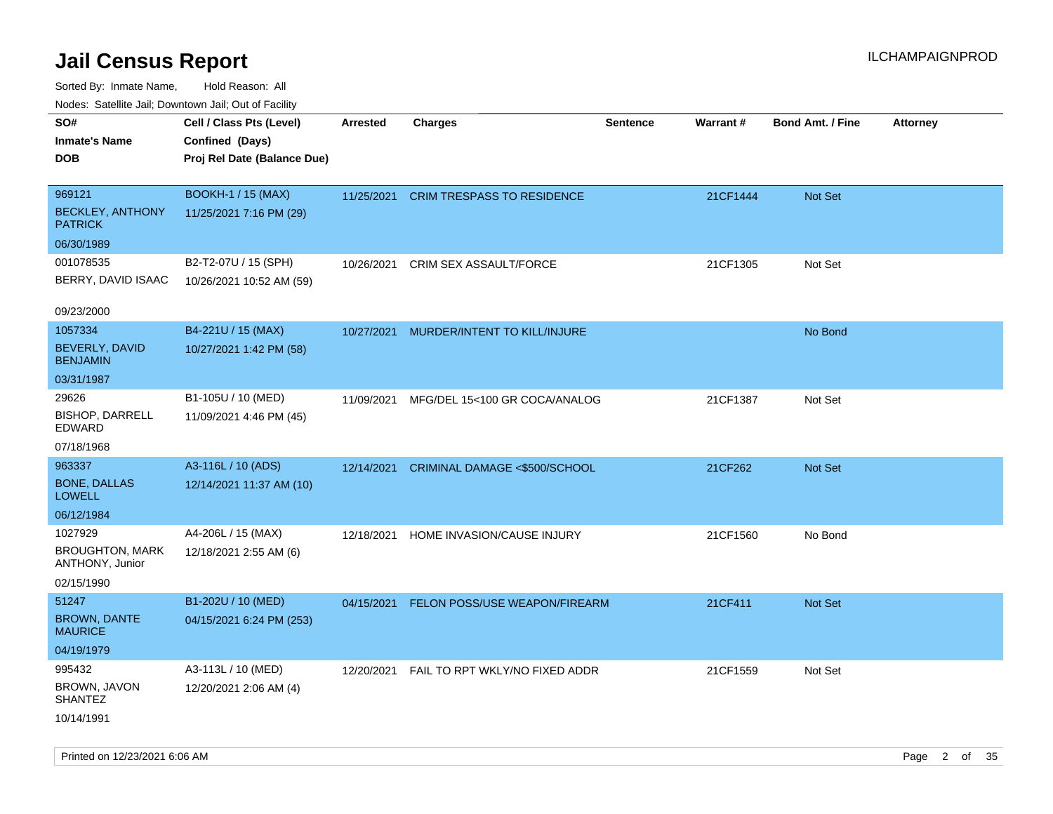# Jail Census Report

ILCHAMPAIGNPROD

Sorted By: Inmate Name, Hold Reason: All

Nodes: Satellite Jail; Downtown Jail; Out of Facility

| SO# / Inmate's Name / DOB | Cell / Class Pts (Level) / Confined (Days) / Proj Rel Date (Balance Due) | Arrested | Charges | Sentence | Warrant # | Bond Amt. / Fine | Attorney |
|---|---|---|---|---|---|---|---|
| 969121 BECKLEY, ANTHONY PATRICK 06/30/1989 | BOOKH-1 / 15 (MAX) 11/25/2021 7:16 PM (29) | 11/25/2021 | CRIM TRESPASS TO RESIDENCE | | 21CF1444 | Not Set | |
| 001078535 BERRY, DAVID ISAAC 09/23/2000 | B2-T2-07U / 15 (SPH) 10/26/2021 10:52 AM (59) | 10/26/2021 | CRIM SEX ASSAULT/FORCE | | 21CF1305 | Not Set | |
| 1057334 BEVERLY, DAVID BENJAMIN 03/31/1987 | B4-221U / 15 (MAX) 10/27/2021 1:42 PM (58) | 10/27/2021 | MURDER/INTENT TO KILL/INJURE | | | No Bond | |
| 29626 BISHOP, DARRELL EDWARD 07/18/1968 | B1-105U / 10 (MED) 11/09/2021 4:46 PM (45) | 11/09/2021 | MFG/DEL 15<100 GR COCA/ANALOG | | 21CF1387 | Not Set | |
| 963337 BONE, DALLAS LOWELL 06/12/1984 | A3-116L / 10 (ADS) 12/14/2021 11:37 AM (10) | 12/14/2021 | CRIMINAL DAMAGE <$500/SCHOOL | | 21CF262 | Not Set | |
| 1027929 BROUGHTON, MARK ANTHONY, Junior 02/15/1990 | A4-206L / 15 (MAX) 12/18/2021 2:55 AM (6) | 12/18/2021 | HOME INVASION/CAUSE INJURY | | 21CF1560 | No Bond | |
| 51247 BROWN, DANTE MAURICE 04/19/1979 | B1-202U / 10 (MED) 04/15/2021 6:24 PM (253) | 04/15/2021 | FELON POSS/USE WEAPON/FIREARM | | 21CF411 | Not Set | |
| 995432 BROWN, JAVON SHANTEZ 10/14/1991 | A3-113L / 10 (MED) 12/20/2021 2:06 AM (4) | 12/20/2021 | FAIL TO RPT WKLY/NO FIXED ADDR | | 21CF1559 | Not Set | |

Printed on 12/23/2021 6:06 AM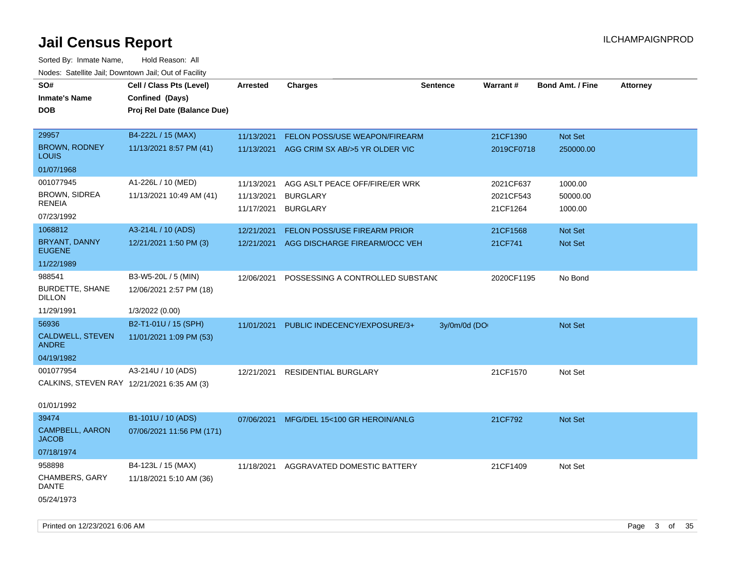# Jail Census Report

Sorted By: Inmate Name, Hold Reason: All

Nodes: Satellite Jail; Downtown Jail; Out of Facility

| SO# / Inmate's Name / DOB | Cell / Class Pts (Level) / Confined (Days) / Proj Rel Date (Balance Due) | Arrested | Charges | Sentence | Warrant # | Bond Amt. / Fine | Attorney |
|---|---|---|---|---|---|---|---|
| 29957 BROWN, RODNEY LOUIS 01/07/1968 | B4-222L / 15 (MAX) 11/13/2021 8:57 PM (41) | 11/13/2021 | FELON POSS/USE WEAPON/FIREARM | | 21CF1390 | Not Set | |
| | | 11/13/2021 | AGG CRIM SX AB/>5 YR OLDER VIC | | 2019CF0718 | 250000.00 | |
| 001077945 BROWN, SIDREA RENEIA 07/23/1992 | A1-226L / 10 (MED) 11/13/2021 10:49 AM (41) | 11/13/2021 | AGG ASLT PEACE OFF/FIRE/ER WRK | | 2021CF637 | 1000.00 | |
| | | 11/13/2021 | BURGLARY | | 2021CF543 | 50000.00 | |
| | | 11/17/2021 | BURGLARY | | 21CF1264 | 1000.00 | |
| 1068812 BRYANT, DANNY EUGENE 11/22/1989 | A3-214L / 10 (ADS) 12/21/2021 1:50 PM (3) | 12/21/2021 | FELON POSS/USE FIREARM PRIOR | | 21CF1568 | Not Set | |
| | | 12/21/2021 | AGG DISCHARGE FIREARM/OCC VEH | | 21CF741 | Not Set | |
| 988541 BURDETTE, SHANE DILLON 11/29/1991 | B3-W5-20L / 5 (MIN) 12/06/2021 2:57 PM (18) 1/3/2022 (0.00) | 12/06/2021 | POSSESSING A CONTROLLED SUBSTANC | | 2020CF1195 | No Bond | |
| 56936 CALDWELL, STEVEN ANDRE 04/19/1982 | B2-T1-01U / 15 (SPH) 11/01/2021 1:09 PM (53) | 11/01/2021 | PUBLIC INDECENCY/EXPOSURE/3+ | 3y/0m/0d (DO | | Not Set | |
| 001077954 CALKINS, STEVEN RAY 01/01/1992 | A3-214U / 10 (ADS) 12/21/2021 6:35 AM (3) | 12/21/2021 | RESIDENTIAL BURGLARY | | 21CF1570 | Not Set | |
| 39474 CAMPBELL, AARON JACOB 07/18/1974 | B1-101U / 10 (ADS) 07/06/2021 11:56 PM (171) | 07/06/2021 | MFG/DEL 15<100 GR HEROIN/ANLG | | 21CF792 | Not Set | |
| 958898 CHAMBERS, GARY DANTE 05/24/1973 | B4-123L / 15 (MAX) 11/18/2021 5:10 AM (36) | 11/18/2021 | AGGRAVATED DOMESTIC BATTERY | | 21CF1409 | Not Set | |

Printed on 12/23/2021 6:06 AM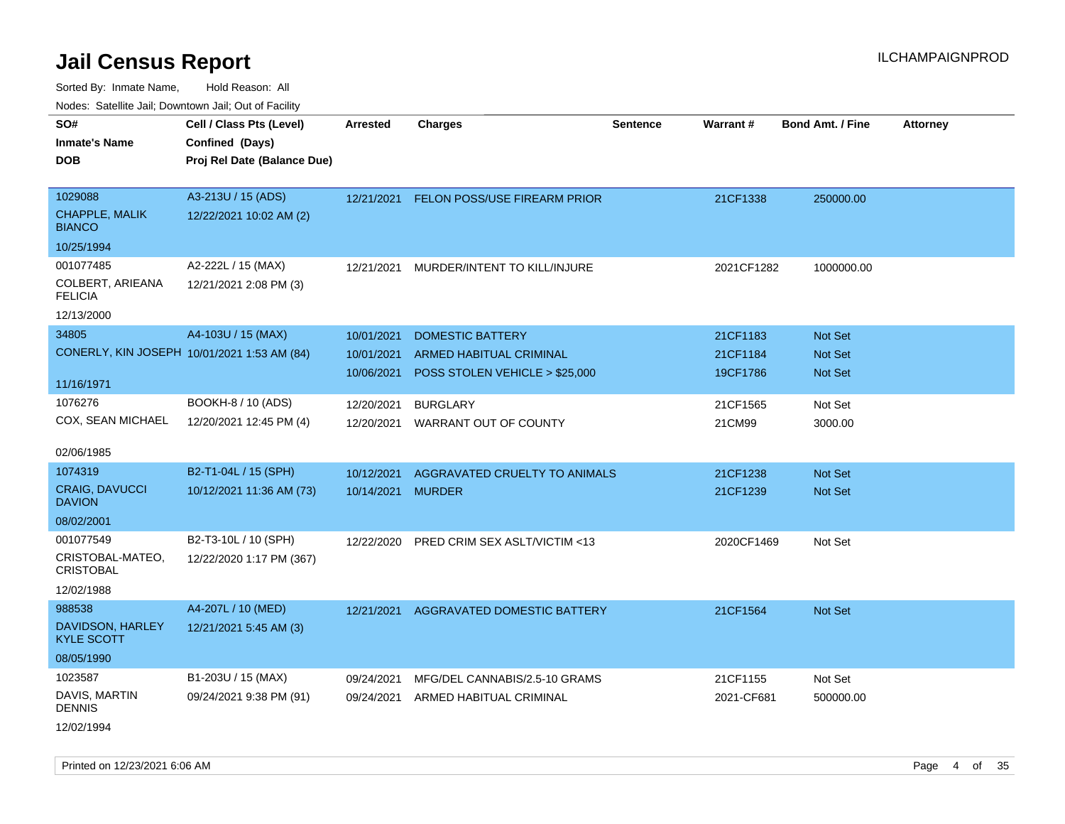# Jail Census Report

ILCHAMPAIGNPROD

Sorted By: Inmate Name, Hold Reason: All

Nodes: Satellite Jail; Downtown Jail; Out of Facility

| SO# / Inmate's Name / DOB | Cell / Class Pts (Level) / Confined (Days) / Proj Rel Date (Balance Due) | Arrested | Charges | Sentence | Warrant # | Bond Amt. / Fine | Attorney |
|---|---|---|---|---|---|---|---|
| 1029088<br>CHAPPLE, MALIK BIANCO<br>10/25/1994 | A3-213U / 15 (ADS)<br>12/22/2021 10:02 AM (2) | 12/21/2021 | FELON POSS/USE FIREARM PRIOR | | 21CF1338 | 250000.00 | |
| 001077485<br>COLBERT, ARIEANA FELICIA<br>12/13/2000 | A2-222L / 15 (MAX)<br>12/21/2021 2:08 PM (3) | 12/21/2021 | MURDER/INTENT TO KILL/INJURE | | 2021CF1282 | 1000000.00 | |
| 34805<br>CONERLY, KIN JOSEPH<br>11/16/1971 | A4-103U / 15 (MAX)<br>10/01/2021 1:53 AM (84) | 10/01/2021<br>10/01/2021<br>10/06/2021 | DOMESTIC BATTERY<br>ARMED HABITUAL CRIMINAL<br>POSS STOLEN VEHICLE > $25,000 | | 21CF1183<br>21CF1184<br>19CF1786 | Not Set<br>Not Set<br>Not Set | |
| 1076276<br>COX, SEAN MICHAEL<br>02/06/1985 | BOOKH-8 / 10 (ADS)<br>12/20/2021 12:45 PM (4) | 12/20/2021<br>12/20/2021 | BURGLARY<br>WARRANT OUT OF COUNTY | | 21CF1565<br>21CM99 | Not Set<br>3000.00 | |
| 1074319<br>CRAIG, DAVUCCI DAVION<br>08/02/2001 | B2-T1-04L / 15 (SPH)<br>10/12/2021 11:36 AM (73) | 10/12/2021<br>10/14/2021 | AGGRAVATED CRUELTY TO ANIMALS<br>MURDER | | 21CF1238<br>21CF1239 | Not Set<br>Not Set | |
| 001077549<br>CRISTOBAL-MATEO, CRISTOBAL<br>12/02/1988 | B2-T3-10L / 10 (SPH)<br>12/22/2020 1:17 PM (367) | 12/22/2020 | PRED CRIM SEX ASLT/VICTIM <13 | | 2020CF1469 | Not Set | |
| 988538<br>DAVIDSON, HARLEY KYLE SCOTT<br>08/05/1990 | A4-207L / 10 (MED)<br>12/21/2021 5:45 AM (3) | 12/21/2021 | AGGRAVATED DOMESTIC BATTERY | | 21CF1564 | Not Set | |
| 1023587<br>DAVIS, MARTIN DENNIS<br>12/02/1994 | B1-203U / 15 (MAX)<br>09/24/2021 9:38 PM (91) | 09/24/2021<br>09/24/2021 | MFG/DEL CANNABIS/2.5-10 GRAMS<br>ARMED HABITUAL CRIMINAL | | 21CF1155<br>2021-CF681 | Not Set<br>500000.00 | |

Printed on 12/23/2021 6:06 AM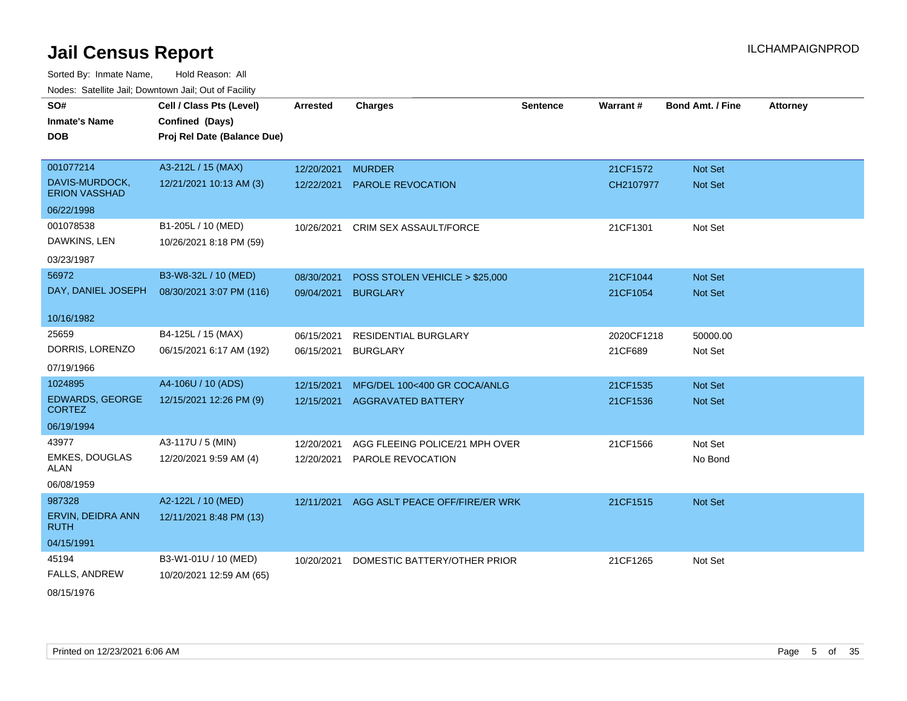# Jail Census Report

ILCHAMPAIGNPROD

Sorted By: Inmate Name, Hold Reason: All

Nodes: Satellite Jail; Downtown Jail; Out of Facility

| SO# / Inmate's Name / DOB | Cell / Class Pts (Level) / Confined (Days) / Proj Rel Date (Balance Due) | Arrested | Charges | Sentence | Warrant # | Bond Amt. / Fine | Attorney |
|---|---|---|---|---|---|---|---|
| 001077214<br>DAVIS-MURDOCK, ERION VASSHAD<br>06/22/1998 | A3-212L / 15 (MAX)<br>12/21/2021 10:13 AM (3) | 12/20/2021<br>12/22/2021 | MURDER<br>PAROLE REVOCATION | | 21CF1572<br>CH2107977 | Not Set<br>Not Set | |
| 001078538<br>DAWKINS, LEN<br>03/23/1987 | B1-205L / 10 (MED)<br>10/26/2021 8:18 PM (59) | 10/26/2021 | CRIM SEX ASSAULT/FORCE | | 21CF1301 | Not Set | |
| 56972<br>DAY, DANIEL JOSEPH<br>10/16/1982 | B3-W8-32L / 10 (MED)<br>08/30/2021 3:07 PM (116) | 08/30/2021<br>09/04/2021 | POSS STOLEN VEHICLE > $25,000<br>BURGLARY | | 21CF1044<br>21CF1054 | Not Set<br>Not Set | |
| 25659<br>DORRIS, LORENZO<br>07/19/1966 | B4-125L / 15 (MAX)<br>06/15/2021 6:17 AM (192) | 06/15/2021<br>06/15/2021 | RESIDENTIAL BURGLARY<br>BURGLARY | | 2020CF1218<br>21CF689 | 50000.00<br>Not Set | |
| 1024895<br>EDWARDS, GEORGE CORTEZ<br>06/19/1994 | A4-106U / 10 (ADS)<br>12/15/2021 12:26 PM (9) | 12/15/2021<br>12/15/2021 | MFG/DEL 100<400 GR COCA/ANLG<br>AGGRAVATED BATTERY | | 21CF1535<br>21CF1536 | Not Set<br>Not Set | |
| 43977<br>EMKES, DOUGLAS ALAN<br>06/08/1959 | A3-117U / 5 (MIN)<br>12/20/2021 9:59 AM (4) | 12/20/2021<br>12/20/2021 | AGG FLEEING POLICE/21 MPH OVER<br>PAROLE REVOCATION | | 21CF1566 | Not Set<br>No Bond | |
| 987328<br>ERVIN, DEIDRA ANN RUTH<br>04/15/1991 | A2-122L / 10 (MED)<br>12/11/2021 8:48 PM (13) | 12/11/2021 | AGG ASLT PEACE OFF/FIRE/ER WRK | | 21CF1515 | Not Set | |
| 45194<br>FALLS, ANDREW<br>08/15/1976 | B3-W1-01U / 10 (MED)<br>10/20/2021 12:59 AM (65) | 10/20/2021 | DOMESTIC BATTERY/OTHER PRIOR | | 21CF1265 | Not Set | |

Printed on 12/23/2021 6:06 AM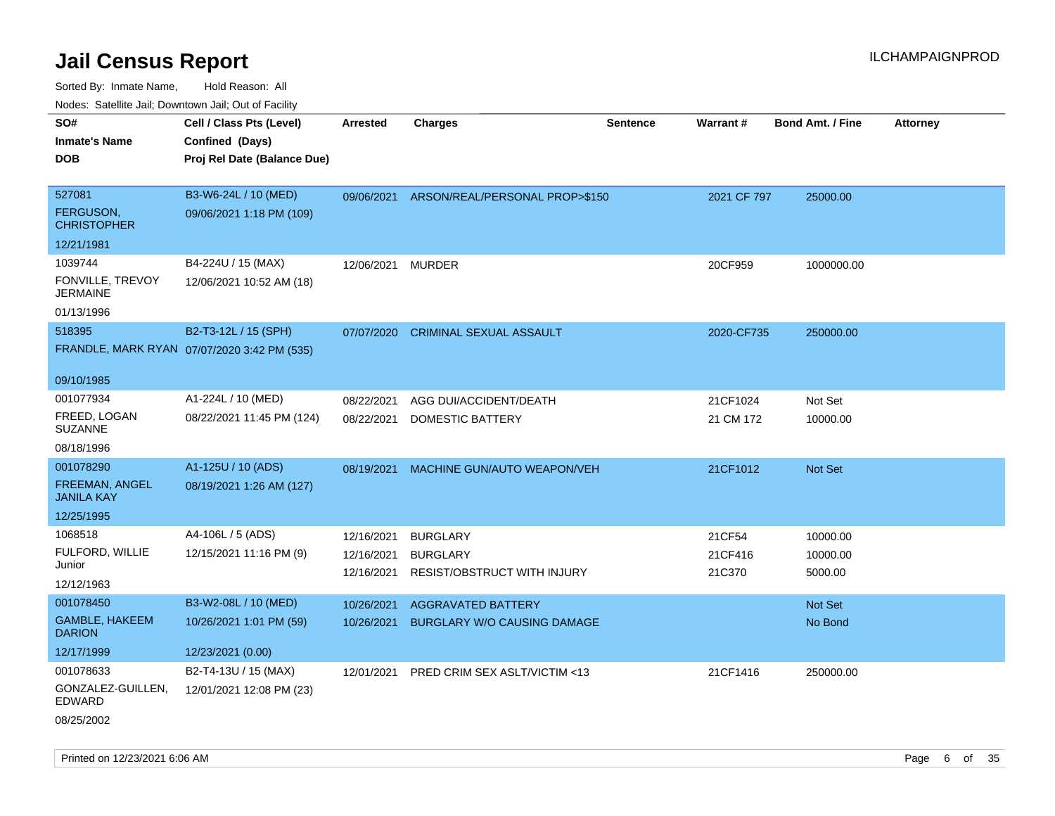# Jail Census Report

ILCHAMPAIGNPROD

Sorted By: Inmate Name, Hold Reason: All

Nodes: Satellite Jail; Downtown Jail; Out of Facility

| SO#<br>Inmate's Name<br>DOB | Cell / Class Pts (Level)<br>Confined (Days)<br>Proj Rel Date (Balance Due) | Arrested | Charges | Sentence | Warrant # | Bond Amt. / Fine | Attorney |
|---|---|---|---|---|---|---|---|
| 527081<br>FERGUSON, CHRISTOPHER<br>12/21/1981 | B3-W6-24L / 10 (MED)<br>09/06/2021 1:18 PM (109) | 09/06/2021 | ARSON/REAL/PERSONAL PROP>$150 | | 2021 CF 797 | 25000.00 | |
| 1039744<br>FONVILLE, TREVOY JERMAINE<br>01/13/1996 | B4-224U / 15 (MAX)<br>12/06/2021 10:52 AM (18) | 12/06/2021 | MURDER | | 20CF959 | 1000000.00 | |
| 518395<br>FRANDLE, MARK RYAN<br>09/10/1985 | B2-T3-12L / 15 (SPH)<br>07/07/2020 3:42 PM (535) | 07/07/2020 | CRIMINAL SEXUAL ASSAULT | | 2020-CF735 | 250000.00 | |
| 001077934<br>FREED, LOGAN SUZANNE<br>08/18/1996 | A1-224L / 10 (MED)<br>08/22/2021 11:45 PM (124) | 08/22/2021<br>08/22/2021 | AGG DUI/ACCIDENT/DEATH<br>DOMESTIC BATTERY | | 21CF1024<br>21 CM 172 | Not Set<br>10000.00 | |
| 001078290<br>FREEMAN, ANGEL JANILA KAY<br>12/25/1995 | A1-125U / 10 (ADS)<br>08/19/2021 1:26 AM (127) | 08/19/2021 | MACHINE GUN/AUTO WEAPON/VEH | | 21CF1012 | Not Set | |
| 1068518<br>FULFORD, WILLIE Junior<br>12/12/1963 | A4-106L / 5 (ADS)<br>12/15/2021 11:16 PM (9) | 12/16/2021<br>12/16/2021<br>12/16/2021 | BURGLARY<br>BURGLARY<br>RESIST/OBSTRUCT WITH INJURY | | 21CF54<br>21CF416<br>21C370 | 10000.00<br>10000.00<br>5000.00 | |
| 001078450<br>GAMBLE, HAKEEM DARION<br>12/17/1999 | B3-W2-08L / 10 (MED)<br>10/26/2021 1:01 PM (59)<br>12/23/2021 (0.00) | 10/26/2021<br>10/26/2021 | AGGRAVATED BATTERY<br>BURGLARY W/O CAUSING DAMAGE | | | Not Set<br>No Bond | |
| 001078633<br>GONZALEZ-GUILLEN, EDWARD<br>08/25/2002 | B2-T4-13U / 15 (MAX)<br>12/01/2021 12:08 PM (23) | 12/01/2021 | PRED CRIM SEX ASLT/VICTIM <13 | | 21CF1416 | 250000.00 | |

Printed on 12/23/2021 6:06 AM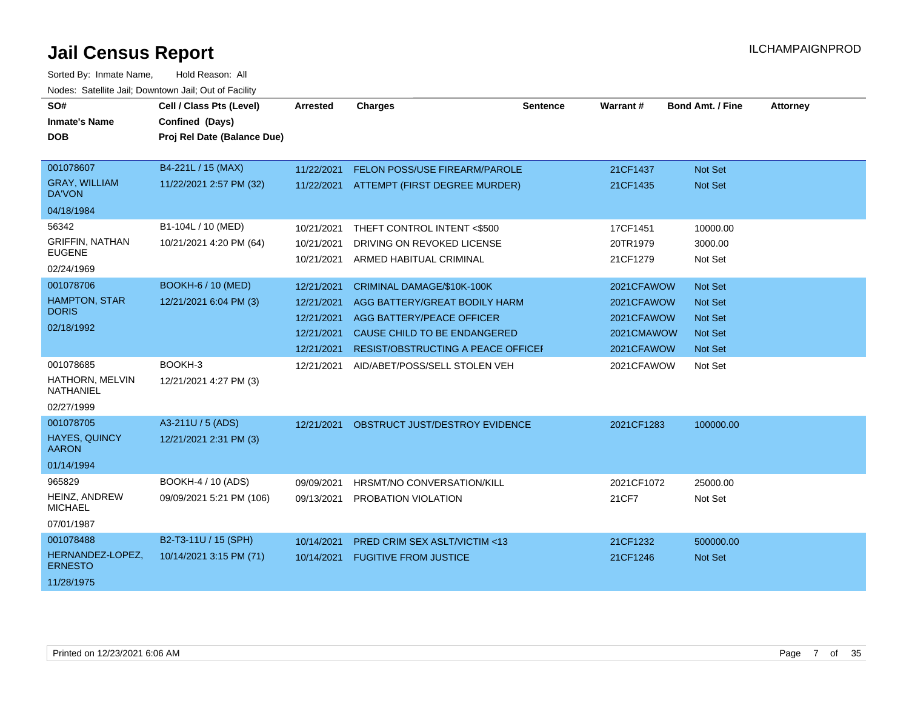# Jail Census Report

ILCHAMPAIGNPROD

Sorted By: Inmate Name, Hold Reason: All

Nodes: Satellite Jail; Downtown Jail; Out of Facility

| SO# / Inmate's Name / DOB | Cell / Class Pts (Level) / Confined (Days) / Proj Rel Date (Balance Due) | Arrested | Charges | Sentence | Warrant # | Bond Amt. / Fine | Attorney |
|---|---|---|---|---|---|---|---|
| 001078607<br>GRAY, WILLIAM DA'VON<br>04/18/1984 | B4-221L / 15 (MAX)<br>11/22/2021 2:57 PM (32) | 11/22/2021 | FELON POSS/USE FIREARM/PAROLE | | 21CF1437 | Not Set | |
| | | 11/22/2021 | ATTEMPT (FIRST DEGREE MURDER) | | 21CF1435 | Not Set | |
| 56342<br>GRIFFIN, NATHAN EUGENE<br>02/24/1969 | B1-104L / 10 (MED)<br>10/21/2021 4:20 PM (64) | 10/21/2021 | THEFT CONTROL INTENT <$500 | | 17CF1451 | 10000.00 | |
| | | 10/21/2021 | DRIVING ON REVOKED LICENSE | | 20TR1979 | 3000.00 | |
| | | 10/21/2021 | ARMED HABITUAL CRIMINAL | | 21CF1279 | Not Set | |
| 001078706<br>HAMPTON, STAR DORIS<br>02/18/1992 | BOOKH-6 / 10 (MED)<br>12/21/2021 6:04 PM (3) | 12/21/2021 | CRIMINAL DAMAGE/$10K-100K | | 2021CFAWOW | Not Set | |
| | | 12/21/2021 | AGG BATTERY/GREAT BODILY HARM | | 2021CFAWOW | Not Set | |
| | | 12/21/2021 | AGG BATTERY/PEACE OFFICER | | 2021CFAWOW | Not Set | |
| | | 12/21/2021 | CAUSE CHILD TO BE ENDANGERED | | 2021CMAWOW | Not Set | |
| | | 12/21/2021 | RESIST/OBSTRUCTING A PEACE OFFICEI | | 2021CFAWOW | Not Set | |
| 001078685<br>HATHORN, MELVIN NATHANIEL<br>02/27/1999 | BOOKH-3<br>12/21/2021 4:27 PM (3) | 12/21/2021 | AID/ABET/POSS/SELL STOLEN VEH | | 2021CFAWOW | Not Set | |
| 001078705<br>HAYES, QUINCY AARON<br>01/14/1994 | A3-211U / 5 (ADS)<br>12/21/2021 2:31 PM (3) | 12/21/2021 | OBSTRUCT JUST/DESTROY EVIDENCE | | 2021CF1283 | 100000.00 | |
| 965829<br>HEINZ, ANDREW MICHAEL<br>07/01/1987 | BOOKH-4 / 10 (ADS)<br>09/09/2021 5:21 PM (106) | 09/09/2021 | HRSMT/NO CONVERSATION/KILL | | 2021CF1072 | 25000.00 | |
| | | 09/13/2021 | PROBATION VIOLATION | | 21CF7 | Not Set | |
| 001078488<br>HERNANDEZ-LOPEZ, ERNESTO<br>11/28/1975 | B2-T3-11U / 15 (SPH)<br>10/14/2021 3:15 PM (71) | 10/14/2021 | PRED CRIM SEX ASLT/VICTIM <13 | | 21CF1232 | 500000.00 | |
| | | 10/14/2021 | FUGITIVE FROM JUSTICE | | 21CF1246 | Not Set | |

Printed on 12/23/2021 6:06 AM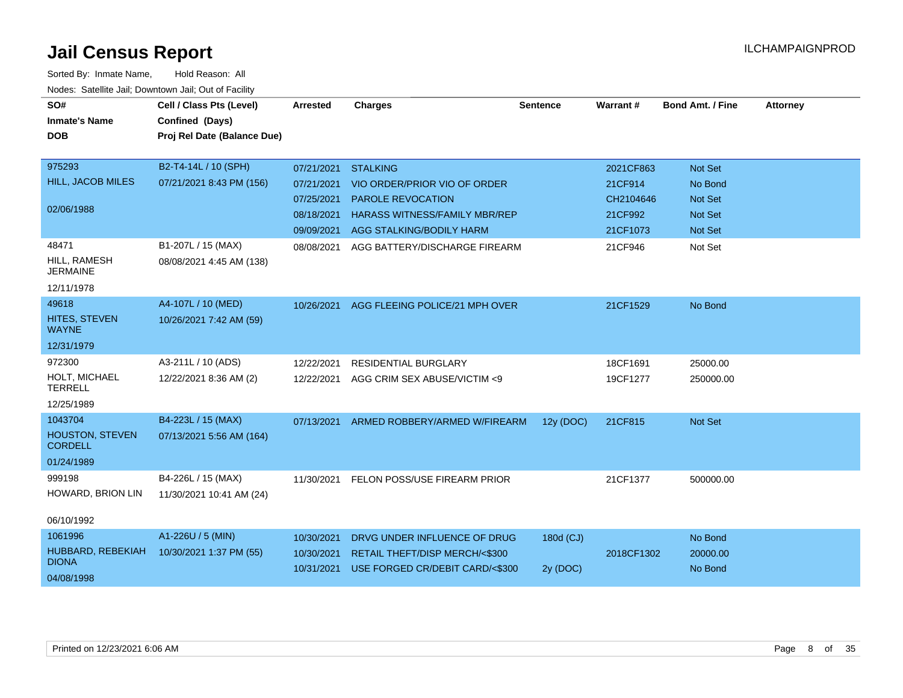# Jail Census Report

ILCHAMPAIGNPROD

Sorted By: Inmate Name, Hold Reason: All

Nodes: Satellite Jail; Downtown Jail; Out of Facility

| SO# / Inmate's Name / DOB | Cell / Class Pts (Level) / Confined (Days) / Proj Rel Date (Balance Due) | Arrested | Charges | Sentence | Warrant # | Bond Amt. / Fine | Attorney |
|---|---|---|---|---|---|---|---|
| 975293<br>HILL, JACOB MILES<br>02/06/1988 | B2-T4-14L / 10 (SPH)<br>07/21/2021 8:43 PM (156) | 07/21/2021 | STALKING | | 2021CF863 | Not Set | |
| | | 07/21/2021 | VIO ORDER/PRIOR VIO OF ORDER | | 21CF914 | No Bond | |
| | | 07/25/2021 | PAROLE REVOCATION | | CH2104646 | Not Set | |
| | | 08/18/2021 | HARASS WITNESS/FAMILY MBR/REP | | 21CF992 | Not Set | |
| | | 09/09/2021 | AGG STALKING/BODILY HARM | | 21CF1073 | Not Set | |
| 48471<br>HILL, RAMESH JERMAINE<br>12/11/1978 | B1-207L / 15 (MAX)<br>08/08/2021 4:45 AM (138) | 08/08/2021 | AGG BATTERY/DISCHARGE FIREARM | | 21CF946 | Not Set | |
| 49618<br>HITES, STEVEN WAYNE<br>12/31/1979 | A4-107L / 10 (MED)<br>10/26/2021 7:42 AM (59) | 10/26/2021 | AGG FLEEING POLICE/21 MPH OVER | | 21CF1529 | No Bond | |
| 972300<br>HOLT, MICHAEL TERRELL<br>12/25/1989 | A3-211L / 10 (ADS)<br>12/22/2021 8:36 AM (2) | 12/22/2021 | RESIDENTIAL BURGLARY | | 18CF1691 | 25000.00 | |
| | | 12/22/2021 | AGG CRIM SEX ABUSE/VICTIM <9 | | 19CF1277 | 250000.00 | |
| 1043704<br>HOUSTON, STEVEN CORDELL<br>01/24/1989 | B4-223L / 15 (MAX)<br>07/13/2021 5:56 AM (164) | 07/13/2021 | ARMED ROBBERY/ARMED W/FIREARM | 12y (DOC) | 21CF815 | Not Set | |
| 999198<br>HOWARD, BRION LIN<br>06/10/1992 | B4-226L / 15 (MAX)<br>11/30/2021 10:41 AM (24) | 11/30/2021 | FELON POSS/USE FIREARM PRIOR | | 21CF1377 | 500000.00 | |
| 1061996<br>HUBBARD, REBEKIAH DIONA<br>04/08/1998 | A1-226U / 5 (MIN)<br>10/30/2021 1:37 PM (55) | 10/30/2021 | DRVG UNDER INFLUENCE OF DRUG | 180d (CJ) | | No Bond | |
| | | 10/30/2021 | RETAIL THEFT/DISP MERCH/<$300 | | 2018CF1302 | 20000.00 | |
| | | 10/31/2021 | USE FORGED CR/DEBIT CARD/<$300 | 2y (DOC) | | No Bond | |

Printed on 12/23/2021 6:06 AM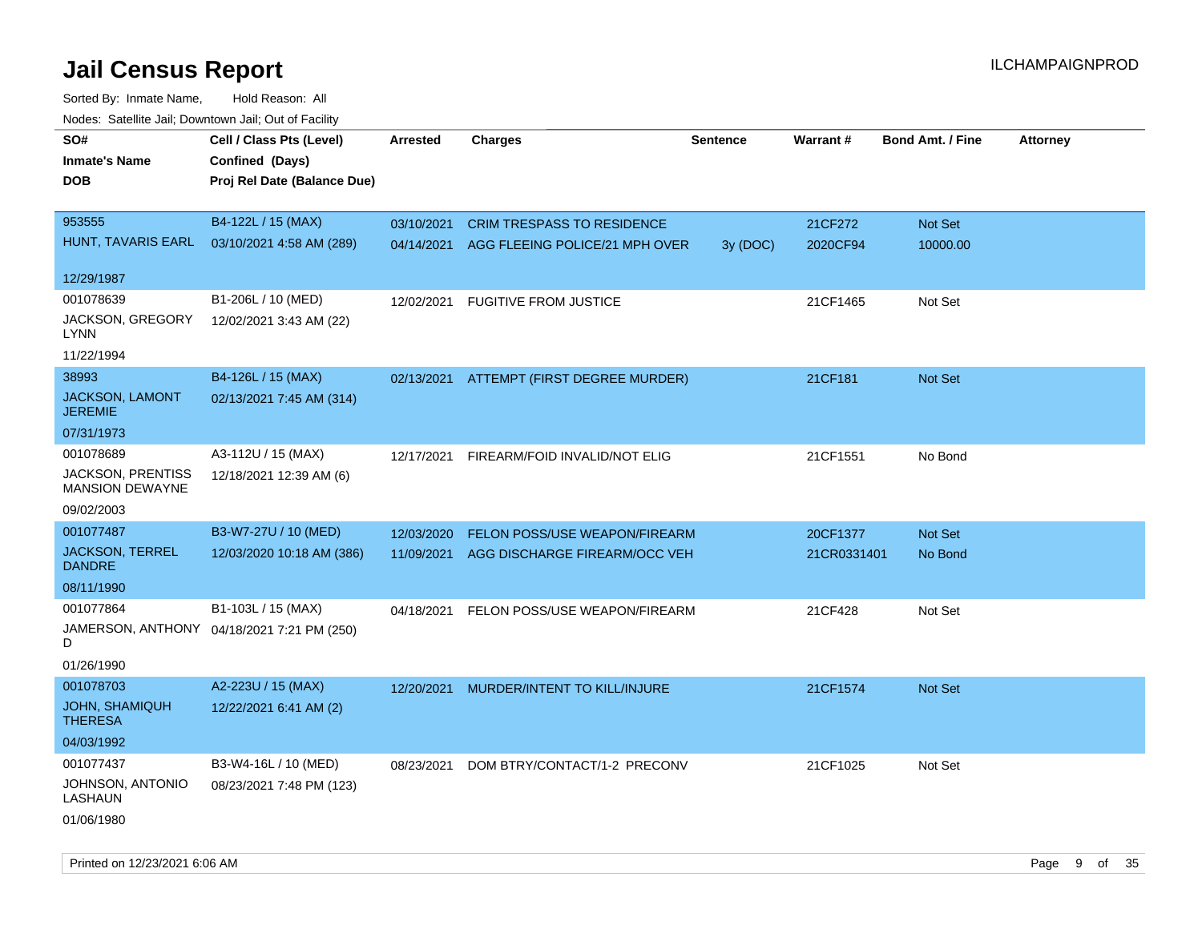# Jail Census Report

ILCHAMPAIGNPROD

Sorted By: Inmate Name, Hold Reason: All

Nodes: Satellite Jail; Downtown Jail; Out of Facility

| SO# / Inmate's Name / DOB | Cell / Class Pts (Level) / Confined (Days) / Proj Rel Date (Balance Due) | Arrested | Charges | Sentence | Warrant # | Bond Amt. / Fine | Attorney |
|---|---|---|---|---|---|---|---|
| 953555<br>HUNT, TAVARIS EARL<br>12/29/1987 | B4-122L / 15 (MAX)<br>03/10/2021 4:58 AM (289) | 03/10/2021 | CRIM TRESPASS TO RESIDENCE | | 21CF272 | Not Set | |
| | | 04/14/2021 | AGG FLEEING POLICE/21 MPH OVER | 3y (DOC) | 2020CF94 | 10000.00 | |
| 001078639<br>JACKSON, GREGORY LYNN<br>11/22/1994 | B1-206L / 10 (MED)<br>12/02/2021 3:43 AM (22) | 12/02/2021 | FUGITIVE FROM JUSTICE | | 21CF1465 | Not Set | |
| 38993<br>JACKSON, LAMONT JEREMIE<br>07/31/1973 | B4-126L / 15 (MAX)<br>02/13/2021 7:45 AM (314) | 02/13/2021 | ATTEMPT (FIRST DEGREE MURDER) | | 21CF181 | Not Set | |
| 001078689<br>JACKSON, PRENTISS MANSION DEWAYNE<br>09/02/2003 | A3-112U / 15 (MAX)<br>12/18/2021 12:39 AM (6) | 12/17/2021 | FIREARM/FOID INVALID/NOT ELIG | | 21CF1551 | No Bond | |
| 001077487<br>JACKSON, TERREL DANDRE<br>08/11/1990 | B3-W7-27U / 10 (MED)<br>12/03/2020 10:18 AM (386) | 12/03/2020 | FELON POSS/USE WEAPON/FIREARM | | 20CF1377 | Not Set | |
| | | 11/09/2021 | AGG DISCHARGE FIREARM/OCC VEH | | 21CR0331401 | No Bond | |
| 001077864<br>JAMERSON, ANTHONY D<br>01/26/1990 | B1-103L / 15 (MAX)<br>04/18/2021 7:21 PM (250) | 04/18/2021 | FELON POSS/USE WEAPON/FIREARM | | 21CF428 | Not Set | |
| 001078703<br>JOHN, SHAMIQUH THERESA<br>04/03/1992 | A2-223U / 15 (MAX)<br>12/22/2021 6:41 AM (2) | 12/20/2021 | MURDER/INTENT TO KILL/INJURE | | 21CF1574 | Not Set | |
| 001077437<br>JOHNSON, ANTONIO LASHAUN<br>01/06/1980 | B3-W4-16L / 10 (MED)<br>08/23/2021 7:48 PM (123) | 08/23/2021 | DOM BTRY/CONTACT/1-2 PRECONV | | 21CF1025 | Not Set | |

Printed on 12/23/2021 6:06 AM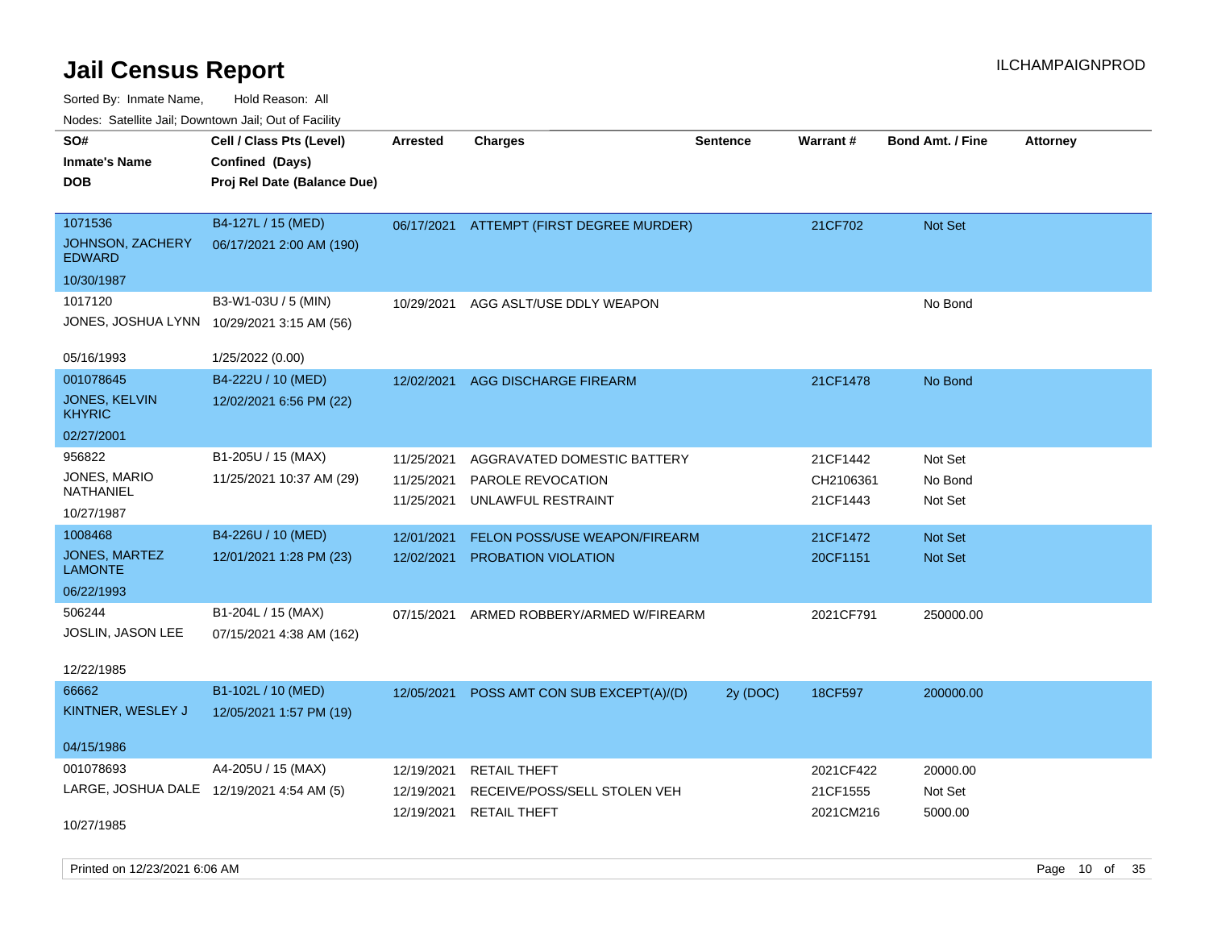# Jail Census Report

ILCHAMPAIGNPROD

Sorted By: Inmate Name, Hold Reason: All

Nodes: Satellite Jail; Downtown Jail; Out of Facility

| SO# / Inmate's Name / DOB | Cell / Class Pts (Level) / Confined (Days) / Proj Rel Date (Balance Due) | Arrested | Charges | Sentence | Warrant # | Bond Amt. / Fine | Attorney |
|---|---|---|---|---|---|---|---|
| 1071536<br>JOHNSON, ZACHERY EDWARD<br>10/30/1987 | B4-127L / 15 (MED)<br>06/17/2021 2:00 AM (190) | 06/17/2021 | ATTEMPT (FIRST DEGREE MURDER) | | 21CF702 | Not Set | |
| 1017120<br>JONES, JOSHUA LYNN<br>05/16/1993 | B3-W1-03U / 5 (MIN)<br>10/29/2021 3:15 AM (56)<br>1/25/2022 (0.00) | 10/29/2021 | AGG ASLT/USE DDLY WEAPON | | | No Bond | |
| 001078645<br>JONES, KELVIN KHYRIC<br>02/27/2001 | B4-222U / 10 (MED)<br>12/02/2021 6:56 PM (22) | 12/02/2021 | AGG DISCHARGE FIREARM | | 21CF1478 | No Bond | |
| 956822<br>JONES, MARIO NATHANIEL<br>10/27/1987 | B1-205U / 15 (MAX)<br>11/25/2021 10:37 AM (29) | 11/25/2021<br>11/25/2021<br>11/25/2021 | AGGRAVATED DOMESTIC BATTERY<br>PAROLE REVOCATION<br>UNLAWFUL RESTRAINT | | 21CF1442<br>CH2106361<br>21CF1443 | Not Set<br>No Bond<br>Not Set | |
| 1008468<br>JONES, MARTEZ LAMONTE<br>06/22/1993 | B4-226U / 10 (MED)<br>12/01/2021 1:28 PM (23) | 12/01/2021<br>12/02/2021 | FELON POSS/USE WEAPON/FIREARM<br>PROBATION VIOLATION | | 21CF1472<br>20CF1151 | Not Set<br>Not Set | |
| 506244<br>JOSLIN, JASON LEE<br>12/22/1985 | B1-204L / 15 (MAX)<br>07/15/2021 4:38 AM (162) | 07/15/2021 | ARMED ROBBERY/ARMED W/FIREARM | | 2021CF791 | 250000.00 | |
| 66662<br>KINTNER, WESLEY J<br>04/15/1986 | B1-102L / 10 (MED)<br>12/05/2021 1:57 PM (19) | 12/05/2021 | POSS AMT CON SUB EXCEPT(A)/(D) | 2y (DOC) | 18CF597 | 200000.00 | |
| 001078693<br>LARGE, JOSHUA DALE<br>10/27/1985 | A4-205U / 15 (MAX)<br>12/19/2021 4:54 AM (5) | 12/19/2021<br>12/19/2021<br>12/19/2021 | RETAIL THEFT<br>RECEIVE/POSS/SELL STOLEN VEH<br>RETAIL THEFT | | 2021CF422<br>21CF1555<br>2021CM216 | 20000.00<br>Not Set<br>5000.00 | |

Printed on 12/23/2021 6:06 AM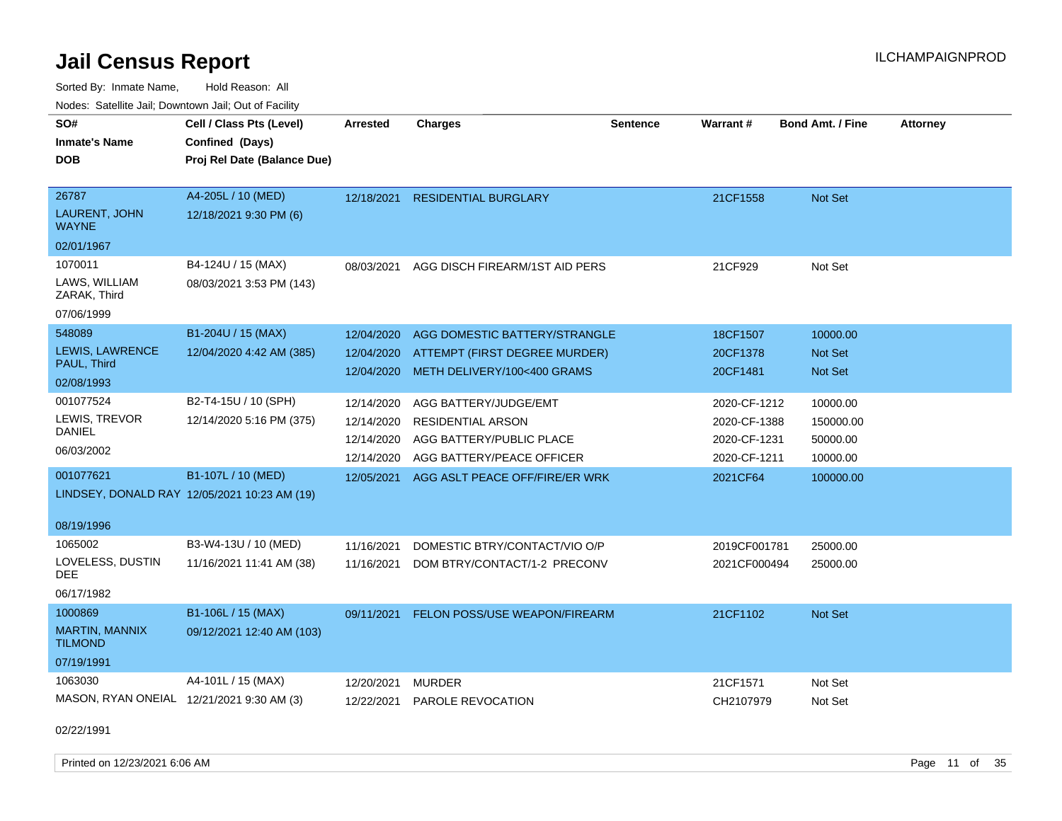# Jail Census Report

ILCHAMPAIGNPROD

Sorted By: Inmate Name, Hold Reason: All

Nodes: Satellite Jail; Downtown Jail; Out of Facility

| SO# / Inmate's Name / DOB | Cell / Class Pts (Level) / Confined (Days) / Proj Rel Date (Balance Due) | Arrested | Charges | Sentence | Warrant # | Bond Amt. / Fine | Attorney |
|---|---|---|---|---|---|---|---|
| 26787<br>LAURENT, JOHN WAYNE<br>02/01/1967 | A4-205L / 10 (MED)<br>12/18/2021 9:30 PM (6) | 12/18/2021 | RESIDENTIAL BURGLARY | | 21CF1558 | Not Set | |
| 1070011<br>LAWS, WILLIAM ZARAK, Third<br>07/06/1999 | B4-124U / 15 (MAX)<br>08/03/2021 3:53 PM (143) | 08/03/2021 | AGG DISCH FIREARM/1ST AID PERS | | 21CF929 | Not Set | |
| 548089<br>LEWIS, LAWRENCE PAUL, Third<br>02/08/1993 | B1-204U / 15 (MAX)<br>12/04/2020 4:42 AM (385) | 12/04/2020 | AGG DOMESTIC BATTERY/STRANGLE | | 18CF1507 | 10000.00 | |
| | | 12/04/2020 | ATTEMPT (FIRST DEGREE MURDER) | | 20CF1378 | Not Set | |
| | | 12/04/2020 | METH DELIVERY/100<400 GRAMS | | 20CF1481 | Not Set | |
| 001077524<br>LEWIS, TREVOR DANIEL<br>06/03/2002 | B2-T4-15U / 10 (SPH)<br>12/14/2020 5:16 PM (375) | 12/14/2020 | AGG BATTERY/JUDGE/EMT | | 2020-CF-1212 | 10000.00 | |
| | | 12/14/2020 | RESIDENTIAL ARSON | | 2020-CF-1388 | 150000.00 | |
| | | 12/14/2020 | AGG BATTERY/PUBLIC PLACE | | 2020-CF-1231 | 50000.00 | |
| | | 12/14/2020 | AGG BATTERY/PEACE OFFICER | | 2020-CF-1211 | 10000.00 | |
| 001077621<br>LINDSEY, DONALD RAY<br>08/19/1996 | B1-107L / 10 (MED)<br>12/05/2021 10:23 AM (19) | 12/05/2021 | AGG ASLT PEACE OFF/FIRE/ER WRK | | 2021CF64 | 100000.00 | |
| 1065002<br>LOVELESS, DUSTIN DEE<br>06/17/1982 | B3-W4-13U / 10 (MED)<br>11/16/2021 11:41 AM (38) | 11/16/2021 | DOMESTIC BTRY/CONTACT/VIO O/P | | 2019CF001781 | 25000.00 | |
| | | 11/16/2021 | DOM BTRY/CONTACT/1-2 PRECONV | | 2021CF000494 | 25000.00 | |
| 1000869<br>MARTIN, MANNIX TILMOND<br>07/19/1991 | B1-106L / 15 (MAX)<br>09/12/2021 12:40 AM (103) | 09/11/2021 | FELON POSS/USE WEAPON/FIREARM | | 21CF1102 | Not Set | |
| 1063030<br>MASON, RYAN ONEIAL<br>02/22/1991 | A4-101L / 15 (MAX)<br>12/21/2021 9:30 AM (3) | 12/20/2021 | MURDER | | 21CF1571 | Not Set | |
| | | 12/22/2021 | PAROLE REVOCATION | | CH2107979 | Not Set | |

Printed on 12/23/2021 6:06 AM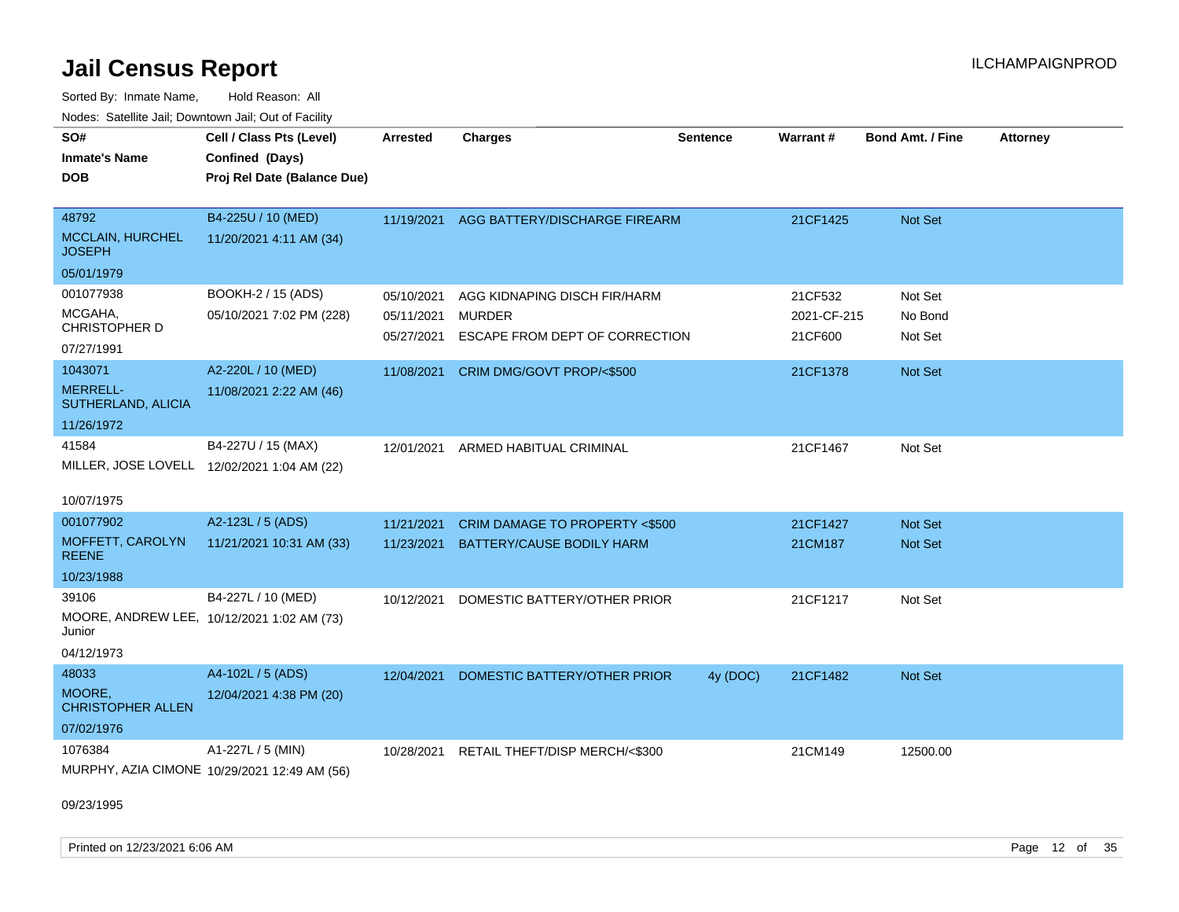# Jail Census Report

Sorted By: Inmate Name, Hold Reason: All

Nodes: Satellite Jail; Downtown Jail; Out of Facility

| SO# / Inmate's Name / DOB | Cell / Class Pts (Level) / Confined (Days) / Proj Rel Date (Balance Due) | Arrested | Charges | Sentence | Warrant # | Bond Amt. / Fine | Attorney |
|---|---|---|---|---|---|---|---|
| 48792<br>MCCLAIN, HURCHEL JOSEPH<br>05/01/1979 | B4-225U / 10 (MED)<br>11/20/2021 4:11 AM (34) | 11/19/2021 | AGG BATTERY/DISCHARGE FIREARM | | 21CF1425 | Not Set | |
| 001077938<br>MCGAHA, CHRISTOPHER D<br>07/27/1991 | BOOKH-2 / 15 (ADS)<br>05/10/2021 7:02 PM (228) | 05/10/2021<br>05/11/2021<br>05/27/2021 | AGG KIDNAPING DISCH FIR/HARM<br>MURDER<br>ESCAPE FROM DEPT OF CORRECTION | | 21CF532<br>2021-CF-215<br>21CF600 | Not Set<br>No Bond<br>Not Set | |
| 1043071<br>MERRELL-SUTHERLAND, ALICIA<br>11/26/1972 | A2-220L / 10 (MED)<br>11/08/2021 2:22 AM (46) | 11/08/2021 | CRIM DMG/GOVT PROP/<$500 | | 21CF1378 | Not Set | |
| 41584<br>MILLER, JOSE LOVELL<br>10/07/1975 | B4-227U / 15 (MAX)<br>12/02/2021 1:04 AM (22) | 12/01/2021 | ARMED HABITUAL CRIMINAL | | 21CF1467 | Not Set | |
| 001077902<br>MOFFETT, CAROLYN REENE<br>10/23/1988 | A2-123L / 5 (ADS)<br>11/21/2021 10:31 AM (33) | 11/21/2021<br>11/23/2021 | CRIM DAMAGE TO PROPERTY <$500<br>BATTERY/CAUSE BODILY HARM | | 21CF1427<br>21CM187 | Not Set<br>Not Set | |
| 39106<br>MOORE, ANDREW LEE, Junior<br>04/12/1973 | B4-227L / 10 (MED)<br>10/12/2021 1:02 AM (73) | 10/12/2021 | DOMESTIC BATTERY/OTHER PRIOR | | 21CF1217 | Not Set | |
| 48033<br>MOORE, CHRISTOPHER ALLEN<br>07/02/1976 | A4-102L / 5 (ADS)<br>12/04/2021 4:38 PM (20) | 12/04/2021 | DOMESTIC BATTERY/OTHER PRIOR | 4y (DOC) | 21CF1482 | Not Set | |
| 1076384<br>MURPHY, AZIA CIMONE<br>09/23/1995 | A1-227L / 5 (MIN)<br>10/29/2021 12:49 AM (56) | 10/28/2021 | RETAIL THEFT/DISP MERCH/<$300 | | 21CM149 | 12500.00 | |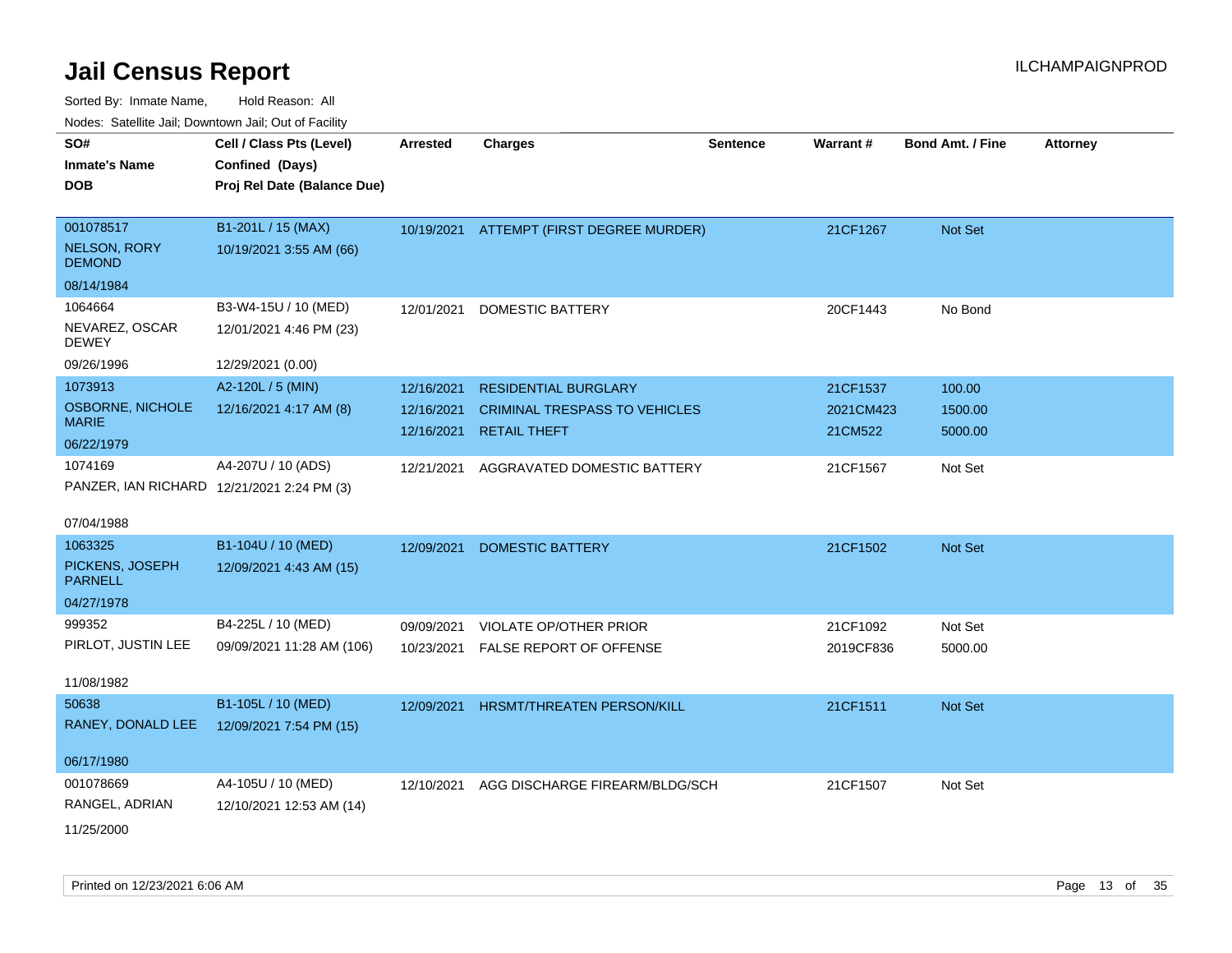# Jail Census Report

ILCHAMPAIGNPROD

Sorted By: Inmate Name, Hold Reason: All

Nodes: Satellite Jail; Downtown Jail; Out of Facility

| SO# / Inmate's Name / DOB | Cell / Class Pts (Level) / Confined (Days) / Proj Rel Date (Balance Due) | Arrested | Charges | Sentence | Warrant # | Bond Amt. / Fine | Attorney |
|---|---|---|---|---|---|---|---|
| 001078517 NELSON, RORY DEMOND 08/14/1984 | B1-201L / 15 (MAX) 10/19/2021 3:55 AM (66) | 10/19/2021 | ATTEMPT (FIRST DEGREE MURDER) | | 21CF1267 | Not Set | |
| 1064664 NEVAREZ, OSCAR DEWEY 09/26/1996 | B3-W4-15U / 10 (MED) 12/01/2021 4:46 PM (23) 12/29/2021 (0.00) | 12/01/2021 | DOMESTIC BATTERY | | 20CF1443 | No Bond | |
| 1073913 OSBORNE, NICHOLE MARIE 06/22/1979 | A2-120L / 5 (MIN) 12/16/2021 4:17 AM (8) | 12/16/2021 | RESIDENTIAL BURGLARY | | 21CF1537 | 100.00 | |
| | | 12/16/2021 | CRIMINAL TRESPASS TO VEHICLES | | 2021CM423 | 1500.00 | |
| | | 12/16/2021 | RETAIL THEFT | | 21CM522 | 5000.00 | |
| 1074169 PANZER, IAN RICHARD 07/04/1988 | A4-207U / 10 (ADS) 12/21/2021 2:24 PM (3) | 12/21/2021 | AGGRAVATED DOMESTIC BATTERY | | 21CF1567 | Not Set | |
| 1063325 PICKENS, JOSEPH PARNELL 04/27/1978 | B1-104U / 10 (MED) 12/09/2021 4:43 AM (15) | 12/09/2021 | DOMESTIC BATTERY | | 21CF1502 | Not Set | |
| 999352 PIRLOT, JUSTIN LEE 11/08/1982 | B4-225L / 10 (MED) 09/09/2021 11:28 AM (106) | 09/09/2021 | VIOLATE OP/OTHER PRIOR | | 21CF1092 | Not Set | |
| | | 10/23/2021 | FALSE REPORT OF OFFENSE | | 2019CF836 | 5000.00 | |
| 50638 RANEY, DONALD LEE 06/17/1980 | B1-105L / 10 (MED) 12/09/2021 7:54 PM (15) | 12/09/2021 | HRSMT/THREATEN PERSON/KILL | | 21CF1511 | Not Set | |
| 001078669 RANGEL, ADRIAN 11/25/2000 | A4-105U / 10 (MED) 12/10/2021 12:53 AM (14) | 12/10/2021 | AGG DISCHARGE FIREARM/BLDG/SCH | | 21CF1507 | Not Set | |

Printed on 12/23/2021 6:06 AM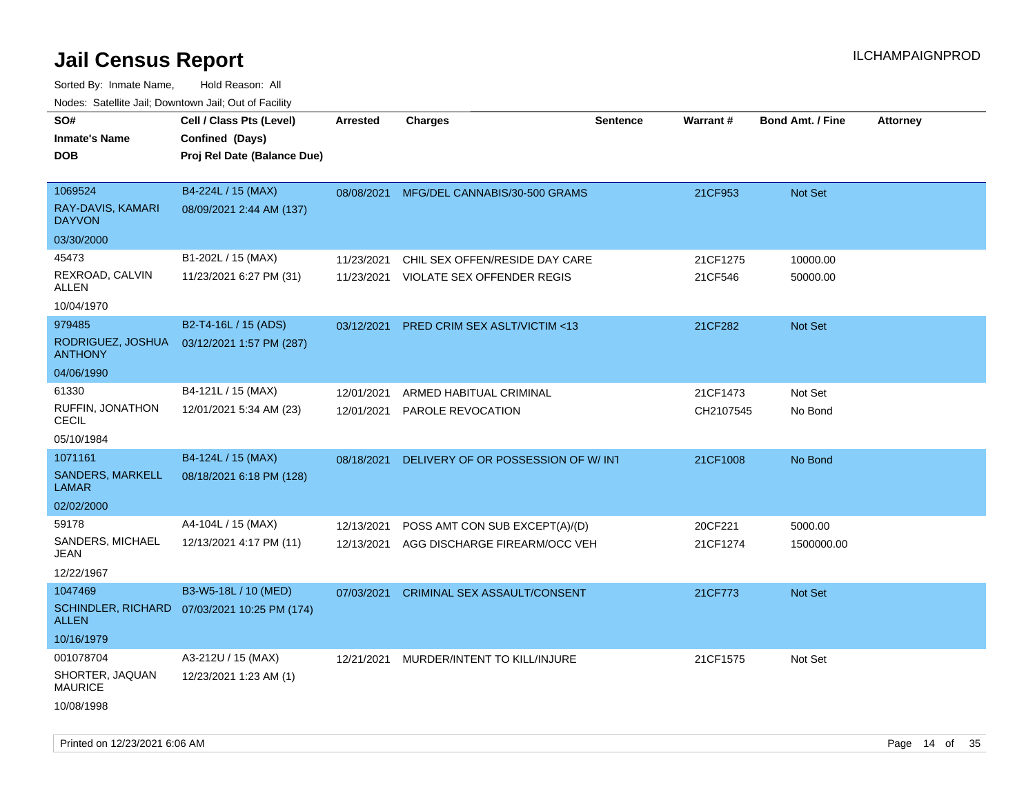# Jail Census Report

ILCHAMPAIGNPROD

Sorted By: Inmate Name, Hold Reason: All

Nodes: Satellite Jail; Downtown Jail; Out of Facility

| SO# / Inmate's Name / DOB | Cell / Class Pts (Level) / Confined (Days) / Proj Rel Date (Balance Due) | Arrested | Charges | Sentence | Warrant # | Bond Amt. / Fine | Attorney |
|---|---|---|---|---|---|---|---|
| 1069524<br>RAY-DAVIS, KAMARI DAYVON<br>03/30/2000 | B4-224L / 15 (MAX)<br>08/09/2021 2:44 AM (137) | 08/08/2021 | MFG/DEL CANNABIS/30-500 GRAMS | | 21CF953 | Not Set | |
| 45473<br>REXROAD, CALVIN ALLEN<br>10/04/1970 | B1-202L / 15 (MAX)<br>11/23/2021 6:27 PM (31) | 11/23/2021<br>11/23/2021 | CHIL SEX OFFEN/RESIDE DAY CARE<br>VIOLATE SEX OFFENDER REGIS | | 21CF1275<br>21CF546 | 10000.00<br>50000.00 | |
| 979485<br>RODRIGUEZ, JOSHUA ANTHONY<br>04/06/1990 | B2-T4-16L / 15 (ADS)<br>03/12/2021 1:57 PM (287) | 03/12/2021 | PRED CRIM SEX ASLT/VICTIM <13 | | 21CF282 | Not Set | |
| 61330<br>RUFFIN, JONATHON CECIL<br>05/10/1984 | B4-121L / 15 (MAX)<br>12/01/2021 5:34 AM (23) | 12/01/2021<br>12/01/2021 | ARMED HABITUAL CRIMINAL<br>PAROLE REVOCATION | | 21CF1473<br>CH2107545 | Not Set<br>No Bond | |
| 1071161<br>SANDERS, MARKELL LAMAR<br>02/02/2000 | B4-124L / 15 (MAX)<br>08/18/2021 6:18 PM (128) | 08/18/2021 | DELIVERY OF OR POSSESSION OF W/ INT | | 21CF1008 | No Bond | |
| 59178<br>SANDERS, MICHAEL JEAN<br>12/22/1967 | A4-104L / 15 (MAX)<br>12/13/2021 4:17 PM (11) | 12/13/2021<br>12/13/2021 | POSS AMT CON SUB EXCEPT(A)/(D)<br>AGG DISCHARGE FIREARM/OCC VEH | | 20CF221<br>21CF1274 | 5000.00<br>1500000.00 | |
| 1047469<br>SCHINDLER, RICHARD ALLEN<br>10/16/1979 | B3-W5-18L / 10 (MED)<br>07/03/2021 10:25 PM (174) | 07/03/2021 | CRIMINAL SEX ASSAULT/CONSENT | | 21CF773 | Not Set | |
| 001078704<br>SHORTER, JAQUAN MAURICE<br>10/08/1998 | A3-212U / 15 (MAX)<br>12/23/2021 1:23 AM (1) | 12/21/2021 | MURDER/INTENT TO KILL/INJURE | | 21CF1575 | Not Set | |

Printed on 12/23/2021 6:06 AM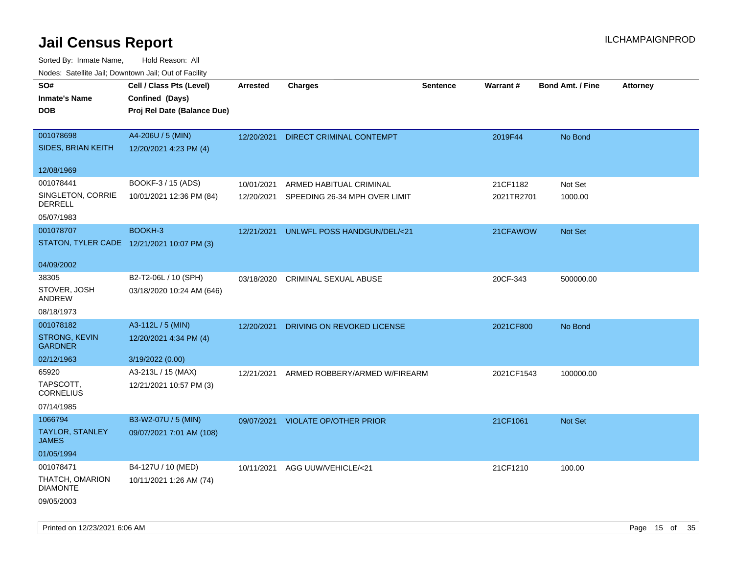# Jail Census Report

ILCHAMPAIGNPROD

Sorted By: Inmate Name, Hold Reason: All

Nodes: Satellite Jail; Downtown Jail; Out of Facility

| SO# / Inmate's Name / DOB | Cell / Class Pts (Level) / Confined (Days) / Proj Rel Date (Balance Due) | Arrested | Charges | Sentence | Warrant # | Bond Amt. / Fine | Attorney |
|---|---|---|---|---|---|---|---|
| 001078698<br>SIDES, BRIAN KEITH<br>12/08/1969 | A4-206U / 5 (MIN)<br>12/20/2021 4:23 PM (4) | 12/20/2021 | DIRECT CRIMINAL CONTEMPT | | 2019F44 | No Bond | |
| 001078441<br>SINGLETON, CORRIE DERRELL<br>05/07/1983 | BOOKF-3 / 15 (ADS)<br>10/01/2021 12:36 PM (84) | 10/01/2021<br>12/20/2021 | ARMED HABITUAL CRIMINAL<br>SPEEDING 26-34 MPH OVER LIMIT | | 21CF1182<br>2021TR2701 | Not Set<br>1000.00 | |
| 001078707<br>STATON, TYLER CADE<br>04/09/2002 | BOOKH-3<br>12/21/2021 10:07 PM (3) | 12/21/2021 | UNLWFL POSS HANDGUN/DEL/<21 | | 21CFAWOW | Not Set | |
| 38305<br>STOVER, JOSH ANDREW<br>08/18/1973 | B2-T2-06L / 10 (SPH)<br>03/18/2020 10:24 AM (646) | 03/18/2020 | CRIMINAL SEXUAL ABUSE | | 20CF-343 | 500000.00 | |
| 001078182<br>STRONG, KEVIN GARDNER<br>02/12/1963 | A3-112L / 5 (MIN)<br>12/20/2021 4:34 PM (4)<br>3/19/2022 (0.00) | 12/20/2021 | DRIVING ON REVOKED LICENSE | | 2021CF800 | No Bond | |
| 65920<br>TAPSCOTT, CORNELIUS<br>07/14/1985 | A3-213L / 15 (MAX)<br>12/21/2021 10:57 PM (3) | 12/21/2021 | ARMED ROBBERY/ARMED W/FIREARM | | 2021CF1543 | 100000.00 | |
| 1066794<br>TAYLOR, STANLEY JAMES<br>01/05/1994 | B3-W2-07U / 5 (MIN)<br>09/07/2021 7:01 AM (108) | 09/07/2021 | VIOLATE OP/OTHER PRIOR | | 21CF1061 | Not Set | |
| 001078471<br>THATCH, OMARION DIAMONTE<br>09/05/2003 | B4-127U / 10 (MED)<br>10/11/2021 1:26 AM (74) | 10/11/2021 | AGG UUW/VEHICLE/<21 | | 21CF1210 | 100.00 | |

Printed on 12/23/2021 6:06 AM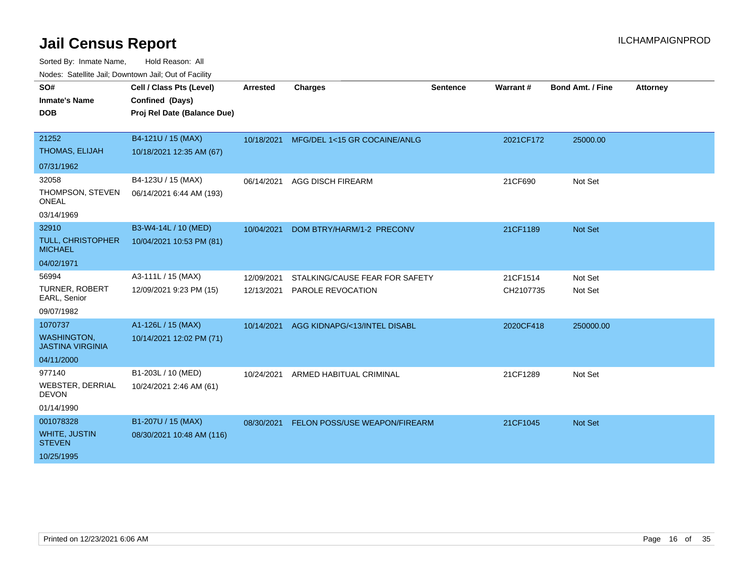# Jail Census Report

ILCHAMPAIGNPROD

Sorted By: Inmate Name, Hold Reason: All

Nodes: Satellite Jail; Downtown Jail; Out of Facility

| SO# / Inmate's Name / DOB | Cell / Class Pts (Level) / Confined (Days) / Proj Rel Date (Balance Due) | Arrested | Charges | Sentence | Warrant # | Bond Amt. / Fine | Attorney |
|---|---|---|---|---|---|---|---|
| 21252<br>THOMAS, ELIJAH<br>07/31/1962 | B4-121U / 15 (MAX)<br>10/18/2021 12:35 AM (67) | 10/18/2021 | MFG/DEL 1<15 GR COCAINE/ANLG | | 2021CF172 | 25000.00 | |
| 32058<br>THOMPSON, STEVEN ONEAL<br>03/14/1969 | B4-123U / 15 (MAX)<br>06/14/2021 6:44 AM (193) | 06/14/2021 | AGG DISCH FIREARM | | 21CF690 | Not Set | |
| 32910<br>TULL, CHRISTOPHER MICHAEL<br>04/02/1971 | B3-W4-14L / 10 (MED)<br>10/04/2021 10:53 PM (81) | 10/04/2021 | DOM BTRY/HARM/1-2 PRECONV | | 21CF1189 | Not Set | |
| 56994<br>TURNER, ROBERT EARL, Senior<br>09/07/1982 | A3-111L / 15 (MAX)<br>12/09/2021 9:23 PM (15) | 12/09/2021<br>12/13/2021 | STALKING/CAUSE FEAR FOR SAFETY<br>PAROLE REVOCATION | | 21CF1514<br>CH2107735 | Not Set<br>Not Set | |
| 1070737<br>WASHINGTON, JASTINA VIRGINIA<br>04/11/2000 | A1-126L / 15 (MAX)<br>10/14/2021 12:02 PM (71) | 10/14/2021 | AGG KIDNAPG/<13/INTEL DISABL | | 2020CF418 | 250000.00 | |
| 977140<br>WEBSTER, DERRIAL DEVON<br>01/14/1990 | B1-203L / 10 (MED)<br>10/24/2021 2:46 AM (61) | 10/24/2021 | ARMED HABITUAL CRIMINAL | | 21CF1289 | Not Set | |
| 001078328<br>WHITE, JUSTIN STEVEN<br>10/25/1995 | B1-207U / 15 (MAX)<br>08/30/2021 10:48 AM (116) | 08/30/2021 | FELON POSS/USE WEAPON/FIREARM | | 21CF1045 | Not Set | |

Printed on 12/23/2021 6:06 AM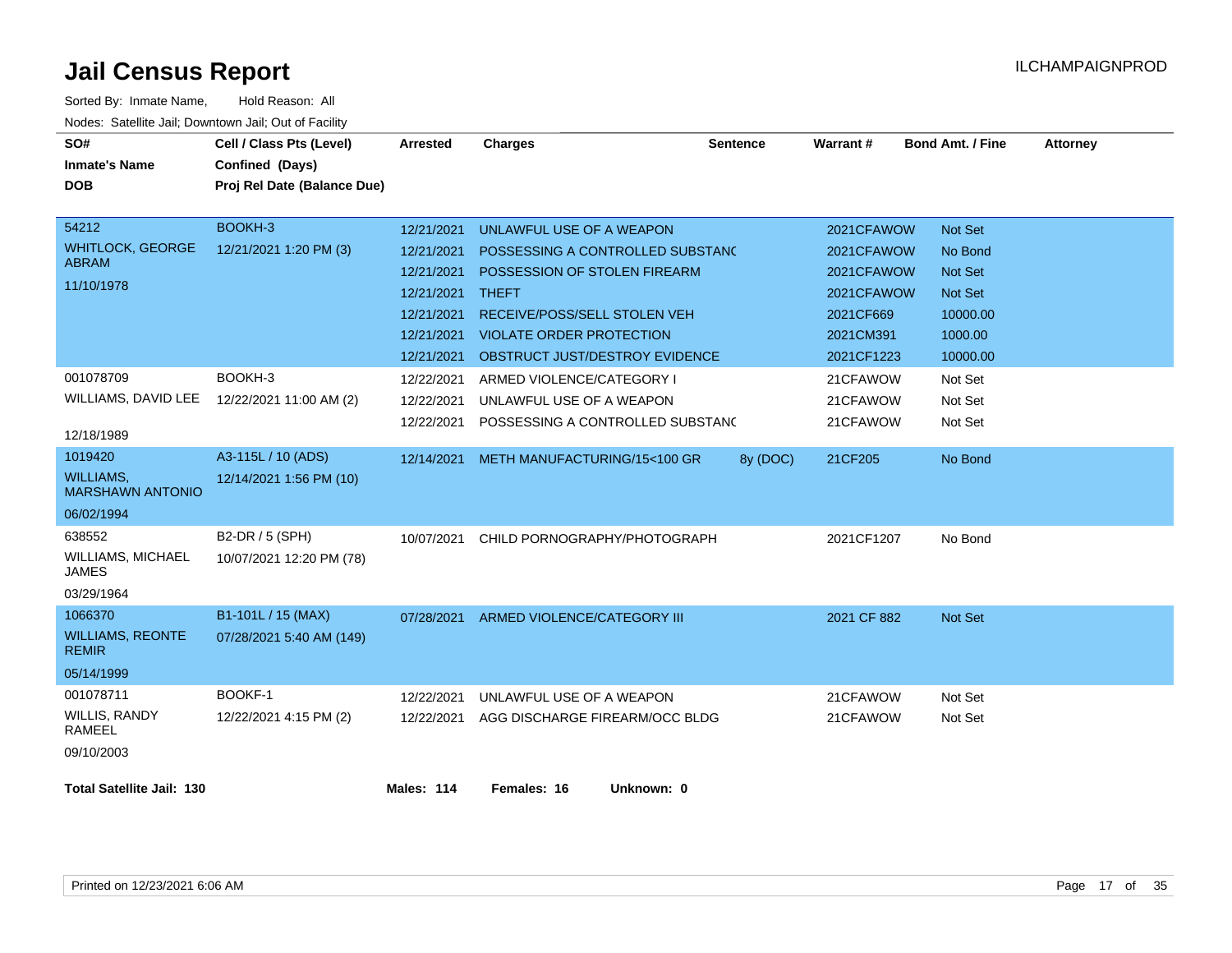# Jail Census Report

ILCHAMPAIGNPROD

Sorted By: Inmate Name, Hold Reason: All

Nodes: Satellite Jail; Downtown Jail; Out of Facility

| SO# / Inmate's Name / DOB | Cell / Class Pts (Level) / Confined (Days) / Proj Rel Date (Balance Due) | Arrested | Charges | Sentence | Warrant # | Bond Amt. / Fine | Attorney |
|---|---|---|---|---|---|---|---|
| 54212<br>WHITLOCK, GEORGE ABRAM<br>11/10/1978 | BOOKH-3<br>12/21/2021 1:20 PM (3) | 12/21/2021 | UNLAWFUL USE OF A WEAPON | | 2021CFAWOW | Not Set | |
| | | 12/21/2021 | POSSESSING A CONTROLLED SUBSTANC | | 2021CFAWOW | No Bond | |
| | | 12/21/2021 | POSSESSION OF STOLEN FIREARM | | 2021CFAWOW | Not Set | |
| | | 12/21/2021 | THEFT | | 2021CFAWOW | Not Set | |
| | | 12/21/2021 | RECEIVE/POSS/SELL STOLEN VEH | | 2021CF669 | 10000.00 | |
| | | 12/21/2021 | VIOLATE ORDER PROTECTION | | 2021CM391 | 1000.00 | |
| | | 12/21/2021 | OBSTRUCT JUST/DESTROY EVIDENCE | | 2021CF1223 | 10000.00 | |
| 001078709<br>WILLIAMS, DAVID LEE<br>12/18/1989 | BOOKH-3<br>12/22/2021 11:00 AM (2) | 12/22/2021 | ARMED VIOLENCE/CATEGORY I | | 21CFAWOW | Not Set | |
| | | 12/22/2021 | UNLAWFUL USE OF A WEAPON | | 21CFAWOW | Not Set | |
| | | 12/22/2021 | POSSESSING A CONTROLLED SUBSTANC | | 21CFAWOW | Not Set | |
| 1019420<br>WILLIAMS, MARSHAWN ANTONIO<br>06/02/1994 | A3-115L / 10 (ADS)<br>12/14/2021 1:56 PM (10) | 12/14/2021 | METH MANUFACTURING/15<100 GR | 8y (DOC) | 21CF205 | No Bond | |
| 638552<br>WILLIAMS, MICHAEL JAMES<br>03/29/1964 | B2-DR / 5 (SPH)<br>10/07/2021 12:20 PM (78) | 10/07/2021 | CHILD PORNOGRAPHY/PHOTOGRAPH | | 2021CF1207 | No Bond | |
| 1066370<br>WILLIAMS, REONTE REMIR<br>05/14/1999 | B1-101L / 15 (MAX)<br>07/28/2021 5:40 AM (149) | 07/28/2021 | ARMED VIOLENCE/CATEGORY III | | 2021 CF 882 | Not Set | |
| 001078711<br>WILLIS, RANDY RAMEEL<br>09/10/2003 | BOOKF-1<br>12/22/2021 4:15 PM (2) | 12/22/2021 | UNLAWFUL USE OF A WEAPON | | 21CFAWOW | Not Set | |
| | | 12/22/2021 | AGG DISCHARGE FIREARM/OCC BLDG | | 21CFAWOW | Not Set | |

**Total Satellite Jail: 130** **Males: 114** **Females: 16** **Unknown: 0**

Printed on 12/23/2021 6:06 AM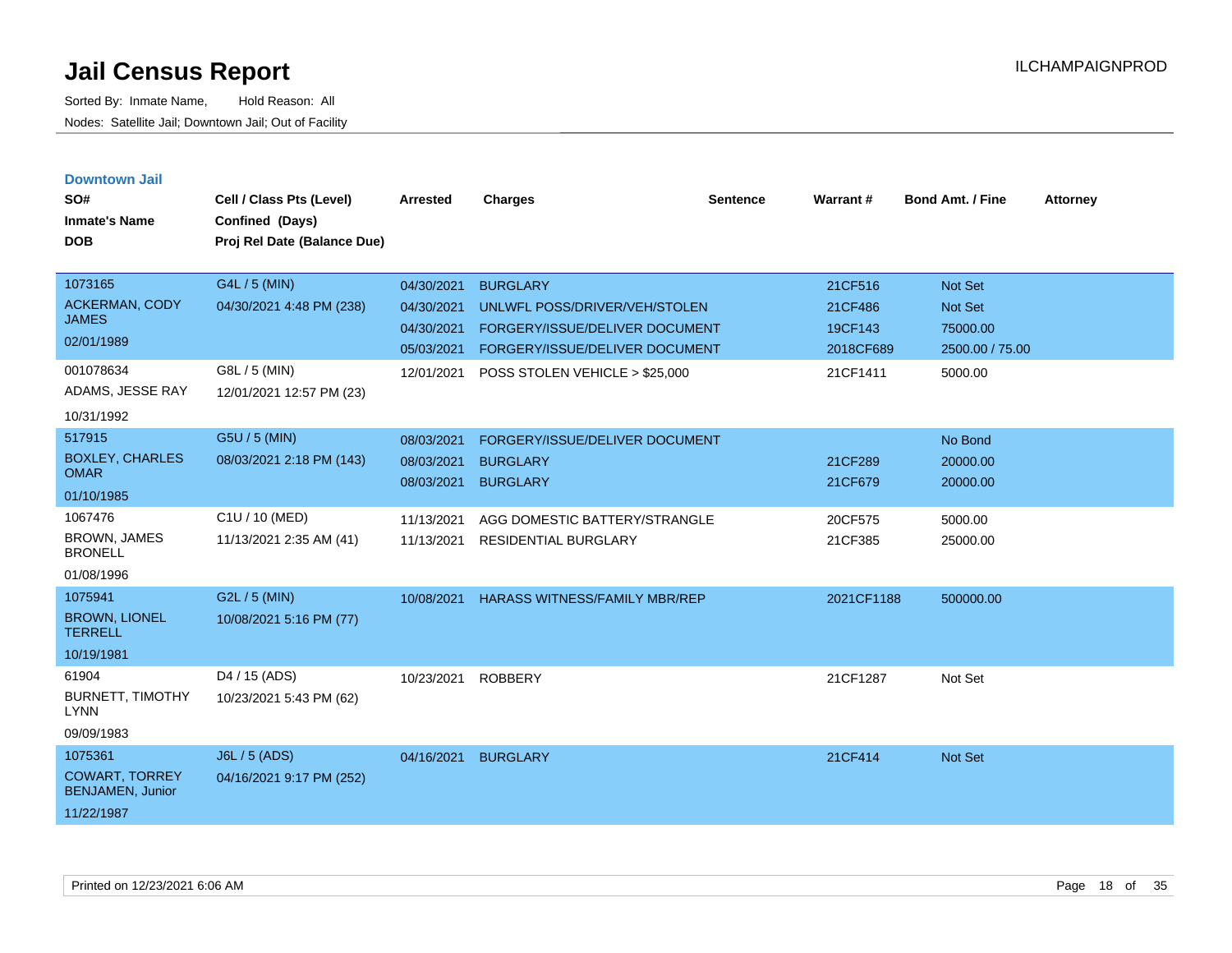# Jail Census Report

ILCHAMPAIGNPROD

Sorted By: Inmate Name, Hold Reason: All

Nodes: Satellite Jail; Downtown Jail; Out of Facility

## Downtown Jail

| SO# / Inmate's Name / DOB | Cell / Class Pts (Level) / Confined (Days) / Proj Rel Date (Balance Due) | Arrested | Charges | Sentence | Warrant # | Bond Amt. / Fine | Attorney |
|---|---|---|---|---|---|---|---|
| 1073165 ACKERMAN, CODY JAMES 02/01/1989 | G4L / 5 (MIN) 04/30/2021 4:48 PM (238) | 04/30/2021 | BURGLARY | | 21CF516 | Not Set | |
| | | 04/30/2021 | UNLWFL POSS/DRIVER/VEH/STOLEN | | 21CF486 | Not Set | |
| | | 04/30/2021 | FORGERY/ISSUE/DELIVER DOCUMENT | | 19CF143 | 75000.00 | |
| | | 05/03/2021 | FORGERY/ISSUE/DELIVER DOCUMENT | | 2018CF689 | 2500.00 / 75.00 | |
| 001078634 ADAMS, JESSE RAY 10/31/1992 | G8L / 5 (MIN) 12/01/2021 12:57 PM (23) | 12/01/2021 | POSS STOLEN VEHICLE > $25,000 | | 21CF1411 | 5000.00 | |
| 517915 BOXLEY, CHARLES OMAR 01/10/1985 | G5U / 5 (MIN) 08/03/2021 2:18 PM (143) | 08/03/2021 | FORGERY/ISSUE/DELIVER DOCUMENT | | | No Bond | |
| | | 08/03/2021 | BURGLARY | | 21CF289 | 20000.00 | |
| | | 08/03/2021 | BURGLARY | | 21CF679 | 20000.00 | |
| 1067476 BROWN, JAMES BRONELL 01/08/1996 | C1U / 10 (MED) 11/13/2021 2:35 AM (41) | 11/13/2021 | AGG DOMESTIC BATTERY/STRANGLE | | 20CF575 | 5000.00 | |
| | | 11/13/2021 | RESIDENTIAL BURGLARY | | 21CF385 | 25000.00 | |
| 1075941 BROWN, LIONEL TERRELL 10/19/1981 | G2L / 5 (MIN) 10/08/2021 5:16 PM (77) | 10/08/2021 | HARASS WITNESS/FAMILY MBR/REP | | 2021CF1188 | 500000.00 | |
| 61904 BURNETT, TIMOTHY LYNN 09/09/1983 | D4 / 15 (ADS) 10/23/2021 5:43 PM (62) | 10/23/2021 | ROBBERY | | 21CF1287 | Not Set | |
| 1075361 COWART, TORREY BENJAMEN, Junior 11/22/1987 | J6L / 5 (ADS) 04/16/2021 9:17 PM (252) | 04/16/2021 | BURGLARY | | 21CF414 | Not Set | |

Printed on 12/23/2021 6:06 AM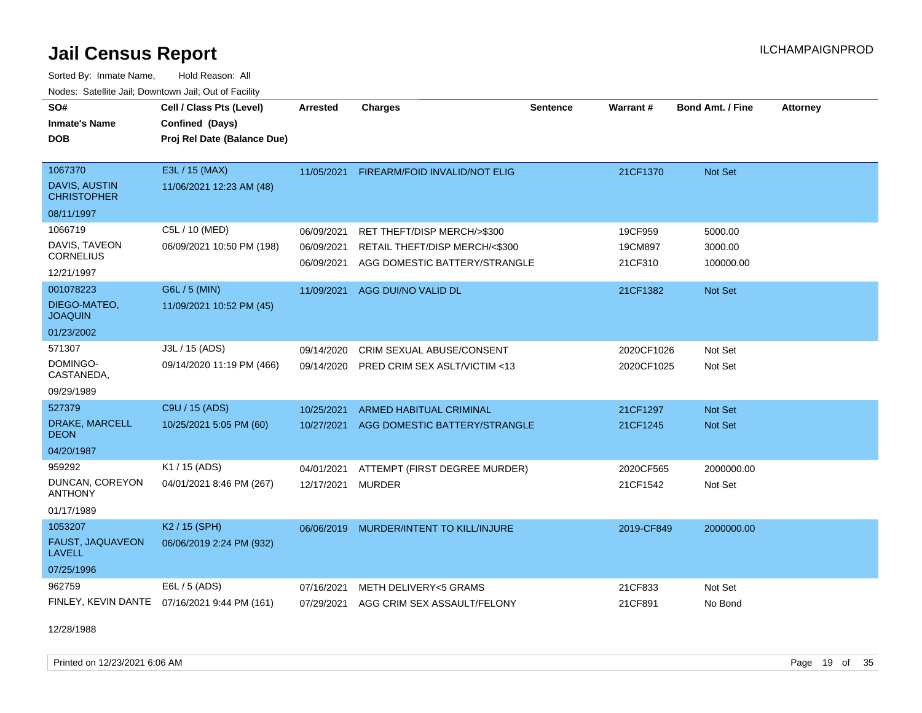# Jail Census Report

ILCHAMPAIGNPROD

Sorted By: Inmate Name, Hold Reason: All

Nodes: Satellite Jail; Downtown Jail; Out of Facility

| SO# / Inmate's Name / DOB | Cell / Class Pts (Level) / Confined (Days) / Proj Rel Date (Balance Due) | Arrested | Charges | Sentence | Warrant # | Bond Amt. / Fine | Attorney |
|---|---|---|---|---|---|---|---|
| 1067370<br>DAVIS, AUSTIN CHRISTOPHER<br>08/11/1997 | E3L / 15 (MAX)<br>11/06/2021 12:23 AM (48) | 11/05/2021 | FIREARM/FOID INVALID/NOT ELIG | | 21CF1370 | Not Set | |
| 1066719<br>DAVIS, TAVEON CORNELIUS<br>12/21/1997 | C5L / 10 (MED)<br>06/09/2021 10:50 PM (198) | 06/09/2021<br>06/09/2021<br>06/09/2021 | RET THEFT/DISP MERCH/>$300<br>RETAIL THEFT/DISP MERCH/<$300<br>AGG DOMESTIC BATTERY/STRANGLE | | 19CF959<br>19CM897<br>21CF310 | 5000.00<br>3000.00<br>100000.00 | |
| 001078223<br>DIEGO-MATEO, JOAQUIN<br>01/23/2002 | G6L / 5 (MIN)<br>11/09/2021 10:52 PM (45) | 11/09/2021 | AGG DUI/NO VALID DL | | 21CF1382 | Not Set | |
| 571307<br>DOMINGO-CASTANEDA,<br>09/29/1989 | J3L / 15 (ADS)<br>09/14/2020 11:19 PM (466) | 09/14/2020<br>09/14/2020 | CRIM SEXUAL ABUSE/CONSENT<br>PRED CRIM SEX ASLT/VICTIM <13 | | 2020CF1026<br>2020CF1025 | Not Set<br>Not Set | |
| 527379<br>DRAKE, MARCELL DEON<br>04/20/1987 | C9U / 15 (ADS)<br>10/25/2021 5:05 PM (60) | 10/25/2021<br>10/27/2021 | ARMED HABITUAL CRIMINAL<br>AGG DOMESTIC BATTERY/STRANGLE | | 21CF1297<br>21CF1245 | Not Set<br>Not Set | |
| 959292<br>DUNCAN, COREYON ANTHONY<br>01/17/1989 | K1 / 15 (ADS)<br>04/01/2021 8:46 PM (267) | 04/01/2021<br>12/17/2021 | ATTEMPT (FIRST DEGREE MURDER)<br>MURDER | | 2020CF565<br>21CF1542 | 2000000.00<br>Not Set | |
| 1053207<br>FAUST, JAQUAVEON LAVELL<br>07/25/1996 | K2 / 15 (SPH)<br>06/06/2019 2:24 PM (932) | 06/06/2019 | MURDER/INTENT TO KILL/INJURE | | 2019-CF849 | 2000000.00 | |
| 962759<br>FINLEY, KEVIN DANTE<br>12/28/1988 | E6L / 5 (ADS)<br>07/16/2021 9:44 PM (161) | 07/16/2021<br>07/29/2021 | METH DELIVERY<5 GRAMS<br>AGG CRIM SEX ASSAULT/FELONY | | 21CF833<br>21CF891 | Not Set<br>No Bond | |

Printed on 12/23/2021 6:06 AM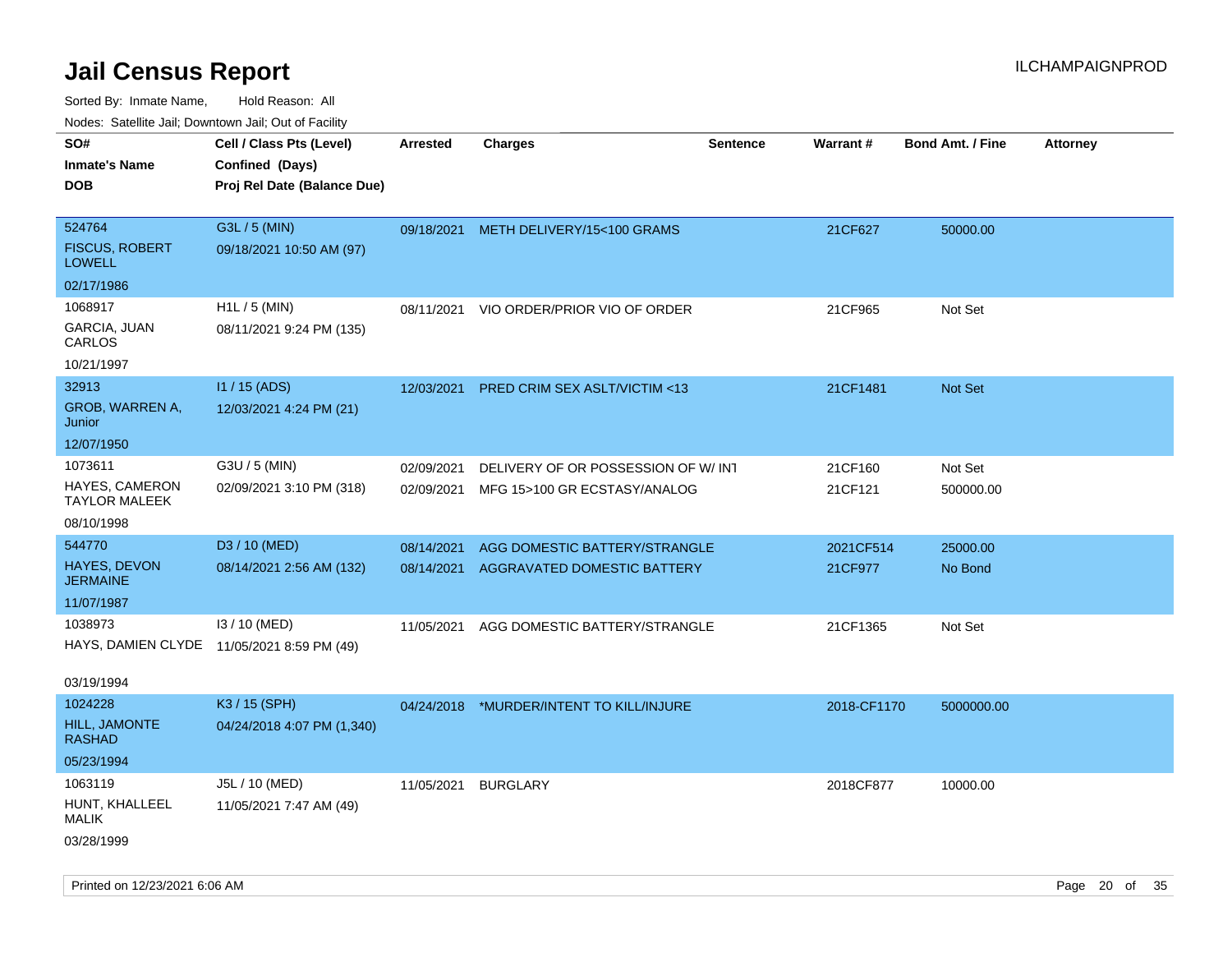# Jail Census Report

ILCHAMPAIGNPROD

Sorted By: Inmate Name, Hold Reason: All

Nodes: Satellite Jail; Downtown Jail; Out of Facility

| SO# / Inmate's Name / DOB | Cell / Class Pts (Level) / Confined (Days) / Proj Rel Date (Balance Due) | Arrested | Charges | Sentence | Warrant # | Bond Amt. / Fine | Attorney |
|---|---|---|---|---|---|---|---|
| 524764<br>FISCUS, ROBERT LOWELL<br>02/17/1986 | G3L / 5 (MIN)<br>09/18/2021 10:50 AM (97) | 09/18/2021 | METH DELIVERY/15<100 GRAMS | | 21CF627 | 50000.00 | |
| 1068917<br>GARCIA, JUAN CARLOS<br>10/21/1997 | H1L / 5 (MIN)<br>08/11/2021 9:24 PM (135) | 08/11/2021 | VIO ORDER/PRIOR VIO OF ORDER | | 21CF965 | Not Set | |
| 32913<br>GROB, WARREN A, Junior<br>12/07/1950 | I1 / 15 (ADS)<br>12/03/2021 4:24 PM (21) | 12/03/2021 | PRED CRIM SEX ASLT/VICTIM <13 | | 21CF1481 | Not Set | |
| 1073611<br>HAYES, CAMERON TAYLOR MALEEK<br>08/10/1998 | G3U / 5 (MIN)<br>02/09/2021 3:10 PM (318) | 02/09/2021<br>02/09/2021 | DELIVERY OF OR POSSESSION OF W/ INT<br>MFG 15>100 GR ECSTASY/ANALOG | | 21CF160<br>21CF121 | Not Set<br>500000.00 | |
| 544770<br>HAYES, DEVON JERMAINE<br>11/07/1987 | D3 / 10 (MED)<br>08/14/2021 2:56 AM (132) | 08/14/2021<br>08/14/2021 | AGG DOMESTIC BATTERY/STRANGLE<br>AGGRAVATED DOMESTIC BATTERY | | 2021CF514<br>21CF977 | 25000.00<br>No Bond | |
| 1038973<br>HAYS, DAMIEN CLYDE<br>03/19/1994 | I3 / 10 (MED)<br>11/05/2021 8:59 PM (49) | 11/05/2021 | AGG DOMESTIC BATTERY/STRANGLE | | 21CF1365 | Not Set | |
| 1024228<br>HILL, JAMONTE RASHAD<br>05/23/1994 | K3 / 15 (SPH)<br>04/24/2018 4:07 PM (1,340) | 04/24/2018 | *MURDER/INTENT TO KILL/INJURE | | 2018-CF1170 | 5000000.00 | |
| 1063119<br>HUNT, KHALLEEL MALIK<br>03/28/1999 | J5L / 10 (MED)<br>11/05/2021 7:47 AM (49) | 11/05/2021 | BURGLARY | | 2018CF877 | 10000.00 | |

Printed on 12/23/2021 6:06 AM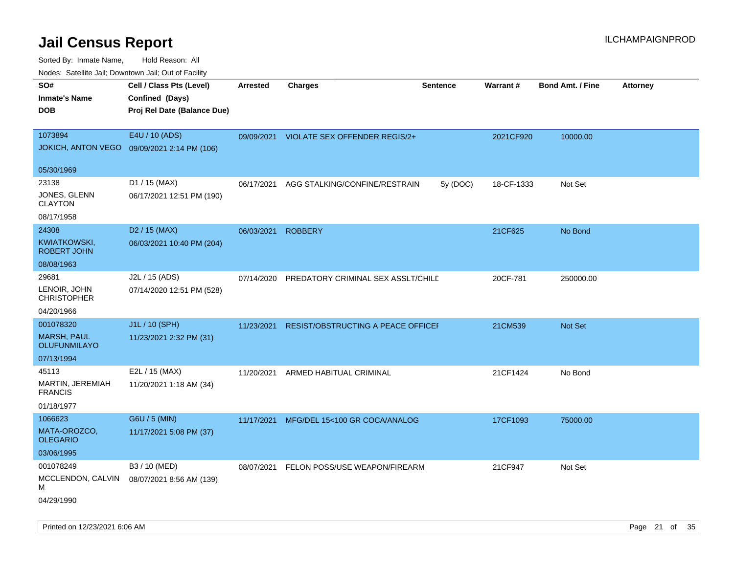# Jail Census Report

ILCHAMPAIGNPROD

Sorted By: Inmate Name, Hold Reason: All

Nodes: Satellite Jail; Downtown Jail; Out of Facility

| SO# Inmate's Name DOB | Cell / Class Pts (Level) Confined (Days) Proj Rel Date (Balance Due) | Arrested | Charges | Sentence | Warrant # | Bond Amt. / Fine | Attorney |
|---|---|---|---|---|---|---|---|
| 1073894 JOKICH, ANTON VEGO 05/30/1969 | E4U / 10 (ADS) 09/09/2021 2:14 PM (106) | 09/09/2021 | VIOLATE SEX OFFENDER REGIS/2+ | | 2021CF920 | 10000.00 | |
| 23138 JONES, GLENN CLAYTON 08/17/1958 | D1 / 15 (MAX) 06/17/2021 12:51 PM (190) | 06/17/2021 | AGG STALKING/CONFINE/RESTRAIN | 5y (DOC) | 18-CF-1333 | Not Set | |
| 24308 KWIATKOWSKI, ROBERT JOHN 08/08/1963 | D2 / 15 (MAX) 06/03/2021 10:40 PM (204) | 06/03/2021 | ROBBERY | | 21CF625 | No Bond | |
| 29681 LENOIR, JOHN CHRISTOPHER 04/20/1966 | J2L / 15 (ADS) 07/14/2020 12:51 PM (528) | 07/14/2020 | PREDATORY CRIMINAL SEX ASSLT/CHILD | | 20CF-781 | 250000.00 | |
| 001078320 MARSH, PAUL OLUFUNMILAYO 07/13/1994 | J1L / 10 (SPH) 11/23/2021 2:32 PM (31) | 11/23/2021 | RESIST/OBSTRUCTING A PEACE OFFICER | | 21CM539 | Not Set | |
| 45113 MARTIN, JEREMIAH FRANCIS 01/18/1977 | E2L / 15 (MAX) 11/20/2021 1:18 AM (34) | 11/20/2021 | ARMED HABITUAL CRIMINAL | | 21CF1424 | No Bond | |
| 1066623 MATA-OROZCO, OLEGARIO 03/06/1995 | G6U / 5 (MIN) 11/17/2021 5:08 PM (37) | 11/17/2021 | MFG/DEL 15<100 GR COCA/ANALOG | | 17CF1093 | 75000.00 | |
| 001078249 MCCLENDON, CALVIN M 04/29/1990 | B3 / 10 (MED) 08/07/2021 8:56 AM (139) | 08/07/2021 | FELON POSS/USE WEAPON/FIREARM | | 21CF947 | Not Set | |

Printed on 12/23/2021 6:06 AM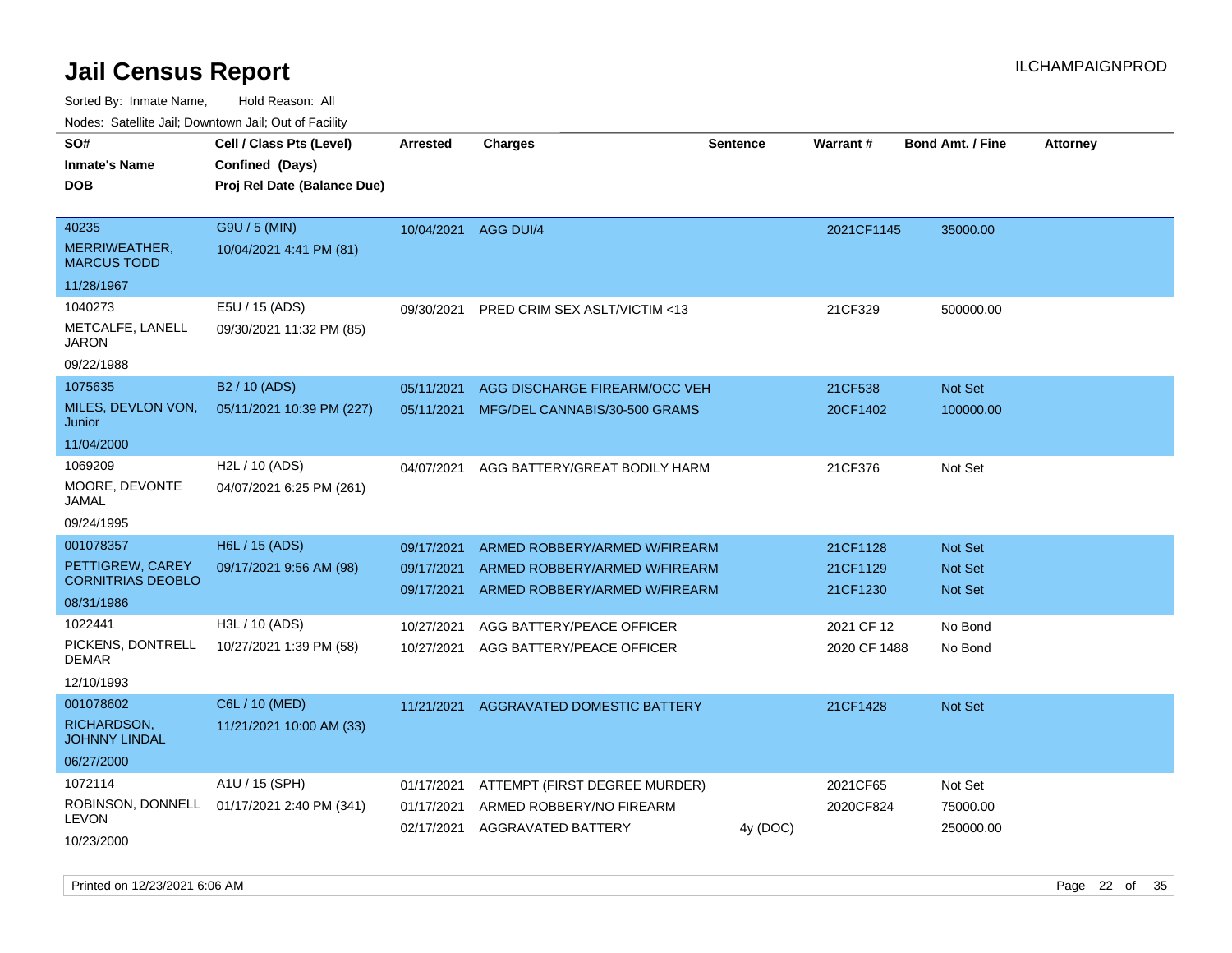# Jail Census Report

Sorted By: Inmate Name, Hold Reason: All

Nodes: Satellite Jail; Downtown Jail; Out of Facility

| SO# / Inmate's Name / DOB | Cell / Class Pts (Level) / Confined (Days) / Proj Rel Date (Balance Due) | Arrested | Charges | Sentence | Warrant # | Bond Amt. / Fine | Attorney |
|---|---|---|---|---|---|---|---|
| 40235<br>MERRIWEATHER, MARCUS TODD<br>11/28/1967 | G9U / 5 (MIN)<br>10/04/2021 4:41 PM (81) | 10/04/2021 | AGG DUI/4 | | 2021CF1145 | 35000.00 | |
| 1040273<br>METCALFE, LANELL JARON<br>09/22/1988 | E5U / 15 (ADS)<br>09/30/2021 11:32 PM (85) | 09/30/2021 | PRED CRIM SEX ASLT/VICTIM <13 | | 21CF329 | 500000.00 | |
| 1075635<br>MILES, DEVLON VON, Junior<br>11/04/2000 | B2 / 10 (ADS)<br>05/11/2021 10:39 PM (227) | 05/11/2021 | AGG DISCHARGE FIREARM/OCC VEH | | 21CF538 | Not Set | |
| | | 05/11/2021 | MFG/DEL CANNABIS/30-500 GRAMS | | 20CF1402 | 100000.00 | |
| 1069209<br>MOORE, DEVONTE JAMAL<br>09/24/1995 | H2L / 10 (ADS)<br>04/07/2021 6:25 PM (261) | 04/07/2021 | AGG BATTERY/GREAT BODILY HARM | | 21CF376 | Not Set | |
| 001078357<br>PETTIGREW, CAREY CORNITRIAS DEOBLO<br>08/31/1986 | H6L / 15 (ADS)<br>09/17/2021 9:56 AM (98) | 09/17/2021 | ARMED ROBBERY/ARMED W/FIREARM | | 21CF1128 | Not Set | |
| | | 09/17/2021 | ARMED ROBBERY/ARMED W/FIREARM | | 21CF1129 | Not Set | |
| | | 09/17/2021 | ARMED ROBBERY/ARMED W/FIREARM | | 21CF1230 | Not Set | |
| 1022441<br>PICKENS, DONTRELL DEMAR<br>12/10/1993 | H3L / 10 (ADS)<br>10/27/2021 1:39 PM (58) | 10/27/2021 | AGG BATTERY/PEACE OFFICER | | 2021 CF 12 | No Bond | |
| | | 10/27/2021 | AGG BATTERY/PEACE OFFICER | | 2020 CF 1488 | No Bond | |
| 001078602<br>RICHARDSON, JOHNNY LINDAL<br>06/27/2000 | C6L / 10 (MED)<br>11/21/2021 10:00 AM (33) | 11/21/2021 | AGGRAVATED DOMESTIC BATTERY | | 21CF1428 | Not Set | |
| 1072114<br>ROBINSON, DONNELL LEVON<br>10/23/2000 | A1U / 15 (SPH)<br>01/17/2021 2:40 PM (341) | 01/17/2021 | ATTEMPT (FIRST DEGREE MURDER) | | 2021CF65 | Not Set | |
| | | 01/17/2021 | ARMED ROBBERY/NO FIREARM | | 2020CF824 | 75000.00 | |
| | | 02/17/2021 | AGGRAVATED BATTERY | 4y (DOC) | | 250000.00 | |

Printed on 12/23/2021 6:06 AM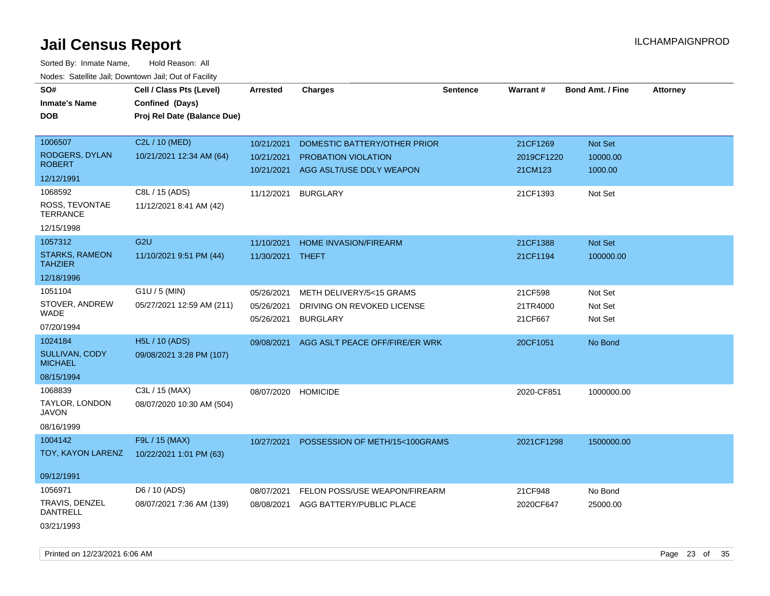# Jail Census Report

ILCHAMPAIGNPROD

Sorted By: Inmate Name, Hold Reason: All

Nodes: Satellite Jail; Downtown Jail; Out of Facility

| SO# / Inmate's Name / DOB | Cell / Class Pts (Level) / Confined (Days) / Proj Rel Date (Balance Due) | Arrested | Charges | Sentence | Warrant # | Bond Amt. / Fine | Attorney |
|---|---|---|---|---|---|---|---|
| 1006507 RODGERS, DYLAN ROBERT 12/12/1991 | C2L / 10 (MED) 10/21/2021 12:34 AM (64) | 10/21/2021 | DOMESTIC BATTERY/OTHER PRIOR | | 21CF1269 | Not Set | |
| | | 10/21/2021 | PROBATION VIOLATION | | 2019CF1220 | 10000.00 | |
| | | 10/21/2021 | AGG ASLT/USE DDLY WEAPON | | 21CM123 | 1000.00 | |
| 1068592 ROSS, TEVONTAE TERRANCE 12/15/1998 | C8L / 15 (ADS) 11/12/2021 8:41 AM (42) | 11/12/2021 | BURGLARY | | 21CF1393 | Not Set | |
| 1057312 STARKS, RAMEON TAHZIER 12/18/1996 | G2U 11/10/2021 9:51 PM (44) | 11/10/2021 | HOME INVASION/FIREARM | | 21CF1388 | Not Set | |
| | | 11/30/2021 | THEFT | | 21CF1194 | 100000.00 | |
| 1051104 STOVER, ANDREW WADE 07/20/1994 | G1U / 5 (MIN) 05/27/2021 12:59 AM (211) | 05/26/2021 | METH DELIVERY/5<15 GRAMS | | 21CF598 | Not Set | |
| | | 05/26/2021 | DRIVING ON REVOKED LICENSE | | 21TR4000 | Not Set | |
| | | 05/26/2021 | BURGLARY | | 21CF667 | Not Set | |
| 1024184 SULLIVAN, CODY MICHAEL 08/15/1994 | H5L / 10 (ADS) 09/08/2021 3:28 PM (107) | 09/08/2021 | AGG ASLT PEACE OFF/FIRE/ER WRK | | 20CF1051 | No Bond | |
| 1068839 TAYLOR, LONDON JAVON 08/16/1999 | C3L / 15 (MAX) 08/07/2020 10:30 AM (504) | 08/07/2020 | HOMICIDE | | 2020-CF851 | 1000000.00 | |
| 1004142 TOY, KAYON LARENZ 09/12/1991 | F9L / 15 (MAX) 10/22/2021 1:01 PM (63) | 10/27/2021 | POSSESSION OF METH/15<100GRAMS | | 2021CF1298 | 1500000.00 | |
| 1056971 TRAVIS, DENZEL DANTRELL 03/21/1993 | D6 / 10 (ADS) 08/07/2021 7:36 AM (139) | 08/07/2021 | FELON POSS/USE WEAPON/FIREARM | | 21CF948 | No Bond | |
| | | 08/08/2021 | AGG BATTERY/PUBLIC PLACE | | 2020CF647 | 25000.00 | |

Printed on 12/23/2021 6:06 AM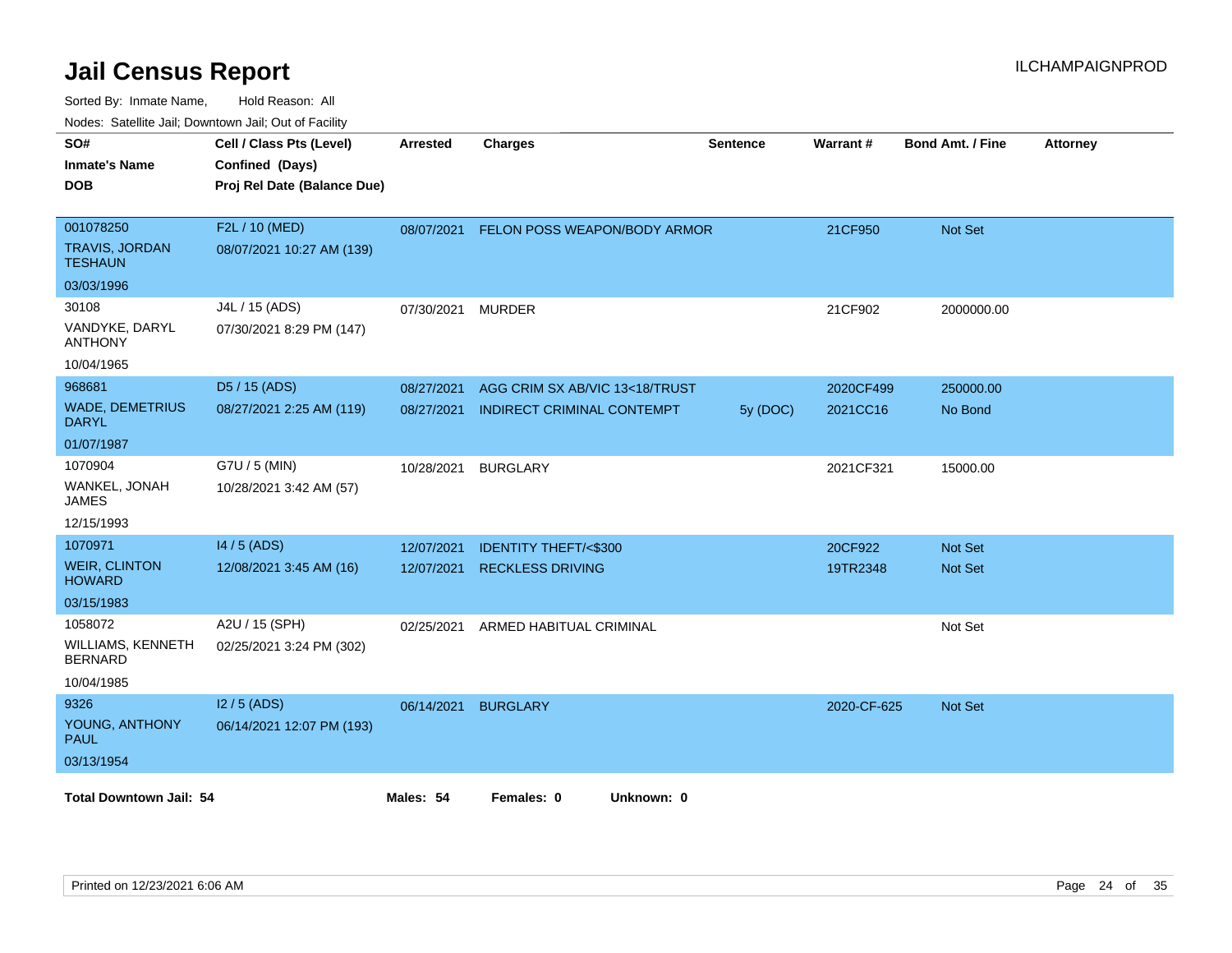# Jail Census Report

ILCHAMPAIGNPROD

Sorted By: Inmate Name, Hold Reason: All

Nodes: Satellite Jail; Downtown Jail; Out of Facility

| SO# / Inmate's Name / DOB | Cell / Class Pts (Level) / Confined (Days) / Proj Rel Date (Balance Due) | Arrested | Charges | Sentence | Warrant # | Bond Amt. / Fine | Attorney |
|---|---|---|---|---|---|---|---|
| 001078250<br>TRAVIS, JORDAN TESHAUN<br>03/03/1996 | F2L / 10 (MED)<br>08/07/2021 10:27 AM (139) | 08/07/2021 | FELON POSS WEAPON/BODY ARMOR | | 21CF950 | Not Set | |
| 30108<br>VANDYKE, DARYL ANTHONY<br>10/04/1965 | J4L / 15 (ADS)<br>07/30/2021 8:29 PM (147) | 07/30/2021 | MURDER | | 21CF902 | 2000000.00 | |
| 968681<br>WADE, DEMETRIUS DARYL<br>01/07/1987 | D5 / 15 (ADS)<br>08/27/2021 2:25 AM (119) | 08/27/2021<br>08/27/2021 | AGG CRIM SX AB/VIC 13<18/TRUST<br>INDIRECT CRIMINAL CONTEMPT | <br>5y (DOC) | 2020CF499<br>2021CC16 | 250000.00<br>No Bond | |
| 1070904<br>WANKEL, JONAH JAMES<br>12/15/1993 | G7U / 5 (MIN)<br>10/28/2021 3:42 AM (57) | 10/28/2021 | BURGLARY | | 2021CF321 | 15000.00 | |
| 1070971<br>WEIR, CLINTON HOWARD<br>03/15/1983 | I4 / 5 (ADS)<br>12/08/2021 3:45 AM (16) | 12/07/2021<br>12/07/2021 | IDENTITY THEFT/<$300<br>RECKLESS DRIVING | | 20CF922<br>19TR2348 | Not Set<br>Not Set | |
| 1058072<br>WILLIAMS, KENNETH BERNARD<br>10/04/1985 | A2U / 15 (SPH)<br>02/25/2021 3:24 PM (302) | 02/25/2021 | ARMED HABITUAL CRIMINAL | | | Not Set | |
| 9326<br>YOUNG, ANTHONY PAUL<br>03/13/1954 | I2 / 5 (ADS)<br>06/14/2021 12:07 PM (193) | 06/14/2021 | BURGLARY | | 2020-CF-625 | Not Set | |

**Total Downtown Jail: 54** **Males: 54** **Females: 0** **Unknown: 0**

Printed on 12/23/2021 6:06 AM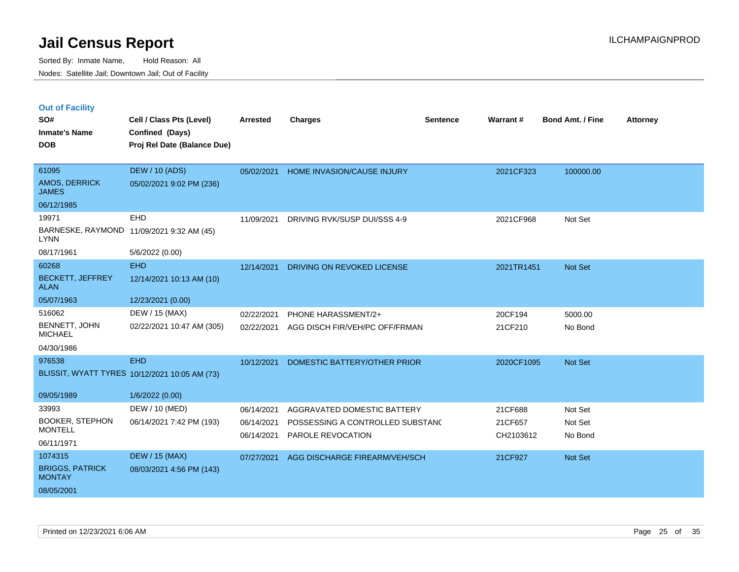# Jail Census Report

Sorted By: Inmate Name, Hold Reason: All
Nodes: Satellite Jail; Downtown Jail; Out of Facility

ILCHAMPAIGNPROD

## Out of Facility

| SO# / Inmate's Name / DOB | Cell / Class Pts (Level) / Confined (Days) / Proj Rel Date (Balance Due) | Arrested | Charges | Sentence | Warrant # | Bond Amt. / Fine | Attorney |
|---|---|---|---|---|---|---|---|
| 61095<br>AMOS, DERRICK JAMES<br>06/12/1985 | DEW / 10 (ADS)<br>05/02/2021 9:02 PM (236) | 05/02/2021 | HOME INVASION/CAUSE INJURY | | 2021CF323 | 100000.00 | |
| 19971<br>BARNESKE, RAYMOND LYNN<br>08/17/1961 | EHD<br>11/09/2021 9:32 AM (45)<br>5/6/2022 (0.00) | 11/09/2021 | DRIVING RVK/SUSP DUI/SSS 4-9 | | 2021CF968 | Not Set | |
| 60268<br>BECKETT, JEFFREY ALAN<br>05/07/1963 | EHD<br>12/14/2021 10:13 AM (10)<br>12/23/2021 (0.00) | 12/14/2021 | DRIVING ON REVOKED LICENSE | | 2021TR1451 | Not Set | |
| 516062<br>BENNETT, JOHN MICHAEL<br>04/30/1986 | DEW / 15 (MAX)<br>02/22/2021 10:47 AM (305) | 02/22/2021 | PHONE HARASSMENT/2+ | | 20CF194 | 5000.00 | |
| | | 02/22/2021 | AGG DISCH FIR/VEH/PC OFF/FRMAN | | 21CF210 | No Bond | |
| 976538<br>BLISSIT, WYATT TYRES<br>09/05/1989 | EHD<br>10/12/2021 10:05 AM (73)<br>1/6/2022 (0.00) | 10/12/2021 | DOMESTIC BATTERY/OTHER PRIOR | | 2020CF1095 | Not Set | |
| 33993<br>BOOKER, STEPHON MONTELL<br>06/11/1971 | DEW / 10 (MED)<br>06/14/2021 7:42 PM (193) | 06/14/2021 | AGGRAVATED DOMESTIC BATTERY | | 21CF688 | Not Set | |
| | | 06/14/2021 | POSSESSING A CONTROLLED SUBSTANC | | 21CF657 | Not Set | |
| | | 06/14/2021 | PAROLE REVOCATION | | CH2103612 | No Bond | |
| 1074315<br>BRIGGS, PATRICK MONTAY<br>08/05/2001 | DEW / 15 (MAX)<br>08/03/2021 4:56 PM (143) | 07/27/2021 | AGG DISCHARGE FIREARM/VEH/SCH | | 21CF927 | Not Set | |

Printed on 12/23/2021 6:06 AM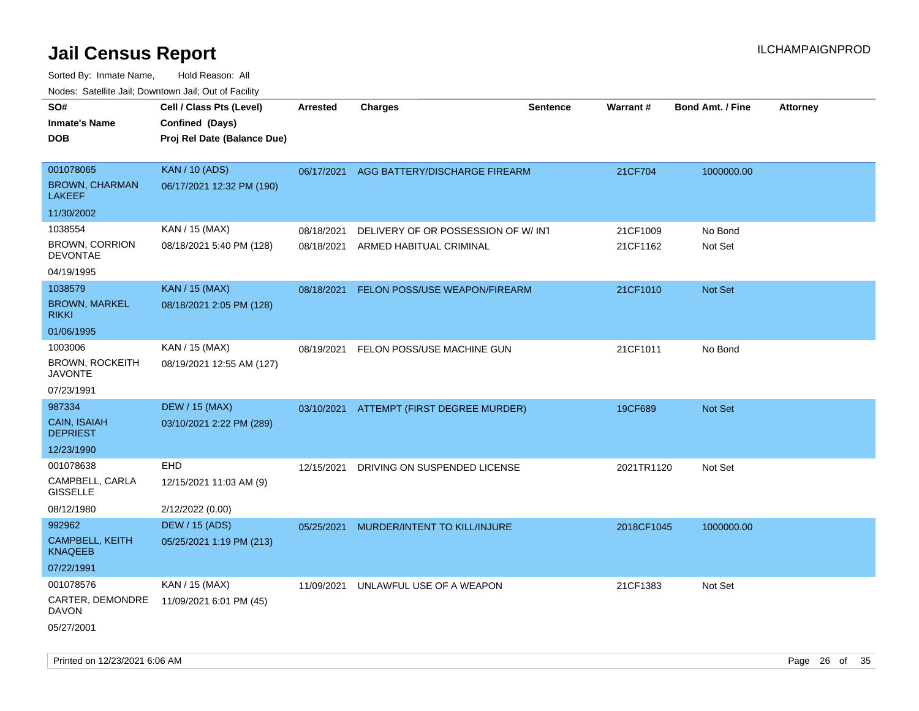# Jail Census Report

ILCHAMPAIGNPROD

Sorted By: Inmate Name, Hold Reason: All

Nodes: Satellite Jail; Downtown Jail; Out of Facility

| SO# / Inmate's Name / DOB | Cell / Class Pts (Level) / Confined (Days) / Proj Rel Date (Balance Due) | Arrested | Charges | Sentence | Warrant # | Bond Amt. / Fine | Attorney |
|---|---|---|---|---|---|---|---|
| 001078065<br>BROWN, CHARMAN LAKEEF<br>11/30/2002 | KAN / 10 (ADS)<br>06/17/2021 12:32 PM (190) | 06/17/2021 | AGG BATTERY/DISCHARGE FIREARM | | 21CF704 | 1000000.00 | |
| 1038554<br>BROWN, CORRION DEVONTAE<br>04/19/1995 | KAN / 15 (MAX)<br>08/18/2021 5:40 PM (128) | 08/18/2021<br>08/18/2021 | DELIVERY OF OR POSSESSION OF W/ INT<br>ARMED HABITUAL CRIMINAL | | 21CF1009<br>21CF1162 | No Bond<br>Not Set | |
| 1038579<br>BROWN, MARKEL RIKKI<br>01/06/1995 | KAN / 15 (MAX)<br>08/18/2021 2:05 PM (128) | 08/18/2021 | FELON POSS/USE WEAPON/FIREARM | | 21CF1010 | Not Set | |
| 1003006<br>BROWN, ROCKEITH JAVONTE<br>07/23/1991 | KAN / 15 (MAX)<br>08/19/2021 12:55 AM (127) | 08/19/2021 | FELON POSS/USE MACHINE GUN | | 21CF1011 | No Bond | |
| 987334<br>CAIN, ISAIAH DEPRIEST<br>12/23/1990 | DEW / 15 (MAX)<br>03/10/2021 2:22 PM (289) | 03/10/2021 | ATTEMPT (FIRST DEGREE MURDER) | | 19CF689 | Not Set | |
| 001078638<br>CAMPBELL, CARLA GISSELLE<br>08/12/1980 | EHD<br>12/15/2021 11:03 AM (9)<br>2/12/2022 (0.00) | 12/15/2021 | DRIVING ON SUSPENDED LICENSE | | 2021TR1120 | Not Set | |
| 992962<br>CAMPBELL, KEITH KNAQEEB<br>07/22/1991 | DEW / 15 (ADS)<br>05/25/2021 1:19 PM (213) | 05/25/2021 | MURDER/INTENT TO KILL/INJURE | | 2018CF1045 | 1000000.00 | |
| 001078576<br>CARTER, DEMONDRE DAVON<br>05/27/2001 | KAN / 15 (MAX)<br>11/09/2021 6:01 PM (45) | 11/09/2021 | UNLAWFUL USE OF A WEAPON | | 21CF1383 | Not Set | |

Printed on 12/23/2021 6:06 AM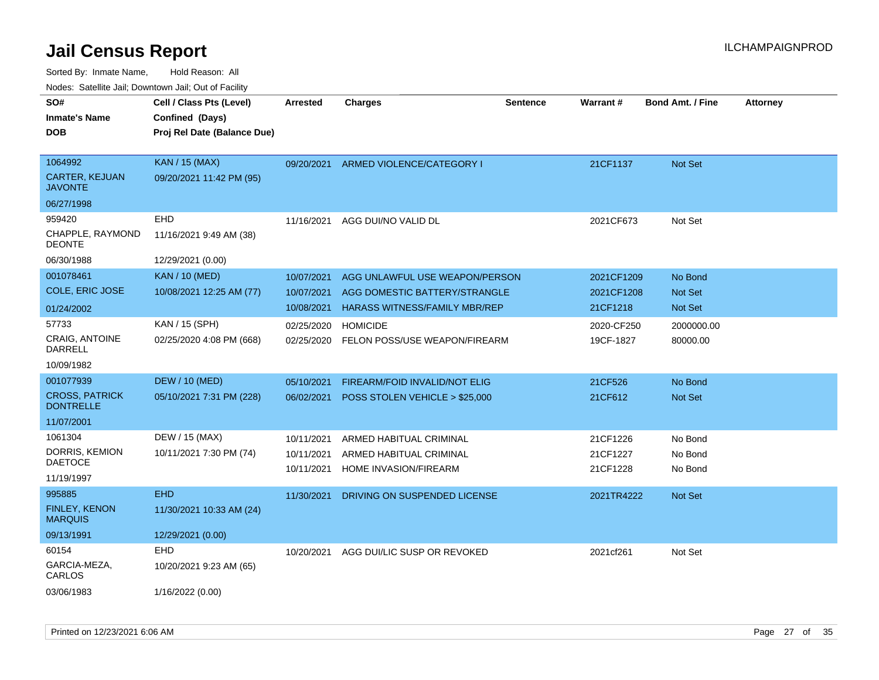# Jail Census Report

ILCHAMPAIGNPROD

Sorted By: Inmate Name, Hold Reason: All

Nodes: Satellite Jail; Downtown Jail; Out of Facility

| SO# / Inmate's Name / DOB | Cell / Class Pts (Level) / Confined (Days) / Proj Rel Date (Balance Due) | Arrested | Charges | Sentence | Warrant # | Bond Amt. / Fine | Attorney |
|---|---|---|---|---|---|---|---|
| 1064992<br>CARTER, KEJUAN JAVONTE<br>06/27/1998 | KAN / 15 (MAX)<br>09/20/2021 11:42 PM (95) | 09/20/2021 | ARMED VIOLENCE/CATEGORY I | | 21CF1137 | Not Set | |
| 959420<br>CHAPPLE, RAYMOND DEONTE<br>06/30/1988 | EHD<br>11/16/2021 9:49 AM (38)<br>12/29/2021 (0.00) | 11/16/2021 | AGG DUI/NO VALID DL | | 2021CF673 | Not Set | |
| 001078461<br>COLE, ERIC JOSE<br>01/24/2002 | KAN / 10 (MED)<br>10/08/2021 12:25 AM (77) | 10/07/2021<br>10/07/2021<br>10/08/2021 | AGG UNLAWFUL USE WEAPON/PERSON<br>AGG DOMESTIC BATTERY/STRANGLE<br>HARASS WITNESS/FAMILY MBR/REP | | 2021CF1209<br>2021CF1208<br>21CF1218 | No Bond<br>Not Set<br>Not Set | |
| 57733<br>CRAIG, ANTOINE DARRELL<br>10/09/1982 | KAN / 15 (SPH)<br>02/25/2020 4:08 PM (668) | 02/25/2020<br>02/25/2020 | HOMICIDE<br>FELON POSS/USE WEAPON/FIREARM | | 2020-CF250<br>19CF-1827 | 2000000.00<br>80000.00 | |
| 001077939<br>CROSS, PATRICK DONTRELLE<br>11/07/2001 | DEW / 10 (MED)<br>05/10/2021 7:31 PM (228) | 05/10/2021<br>06/02/2021 | FIREARM/FOID INVALID/NOT ELIG<br>POSS STOLEN VEHICLE > $25,000 | | 21CF526<br>21CF612 | No Bond<br>Not Set | |
| 1061304<br>DORRIS, KEMION DAETOCE<br>11/19/1997 | DEW / 15 (MAX)<br>10/11/2021 7:30 PM (74) | 10/11/2021<br>10/11/2021<br>10/11/2021 | ARMED HABITUAL CRIMINAL<br>ARMED HABITUAL CRIMINAL<br>HOME INVASION/FIREARM | | 21CF1226<br>21CF1227<br>21CF1228 | No Bond<br>No Bond<br>No Bond | |
| 995885<br>FINLEY, KENON MARQUIS<br>09/13/1991 | EHD<br>11/30/2021 10:33 AM (24)<br>12/29/2021 (0.00) | 11/30/2021 | DRIVING ON SUSPENDED LICENSE | | 2021TR4222 | Not Set | |
| 60154<br>GARCIA-MEZA, CARLOS<br>03/06/1983 | EHD<br>10/20/2021 9:23 AM (65)<br>1/16/2022 (0.00) | 10/20/2021 | AGG DUI/LIC SUSP OR REVOKED | | 2021cf261 | Not Set | |

Printed on 12/23/2021 6:06 AM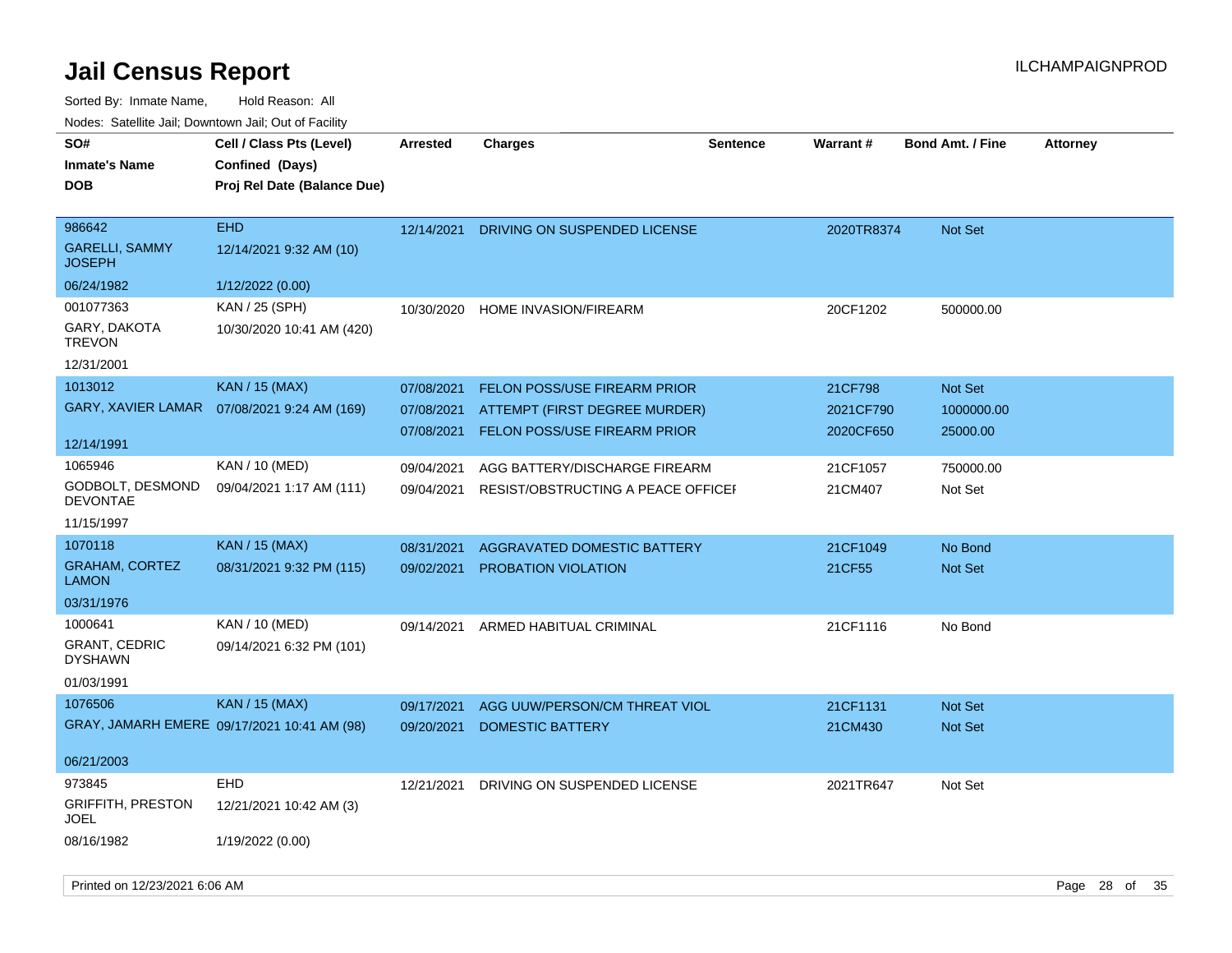# Jail Census Report

ILCHAMPAIGNPROD

Sorted By: Inmate Name, Hold Reason: All

Nodes: Satellite Jail; Downtown Jail; Out of Facility

| SO# / Inmate's Name / DOB | Cell / Class Pts (Level) / Confined (Days) / Proj Rel Date (Balance Due) | Arrested | Charges | Sentence | Warrant # | Bond Amt. / Fine | Attorney |
|---|---|---|---|---|---|---|---|
| 986642<br>GARELLI, SAMMY JOSEPH<br>06/24/1982 | EHD<br>12/14/2021 9:32 AM (10)<br>1/12/2022 (0.00) | 12/14/2021 | DRIVING ON SUSPENDED LICENSE | | 2020TR8374 | Not Set | |
| 001077363<br>GARY, DAKOTA TREVON<br>12/31/2001 | KAN / 25 (SPH)<br>10/30/2020 10:41 AM (420) | 10/30/2020 | HOME INVASION/FIREARM | | 20CF1202 | 500000.00 | |
| 1013012<br>GARY, XAVIER LAMAR<br>12/14/1991 | KAN / 15 (MAX)<br>07/08/2021 9:24 AM (169) | 07/08/2021<br>07/08/2021<br>07/08/2021 | FELON POSS/USE FIREARM PRIOR<br>ATTEMPT (FIRST DEGREE MURDER)<br>FELON POSS/USE FIREARM PRIOR | | 21CF798<br>2021CF790<br>2020CF650 | Not Set<br>1000000.00<br>25000.00 | |
| 1065946<br>GODBOLT, DESMOND DEVONTAE<br>11/15/1997 | KAN / 10 (MED)<br>09/04/2021 1:17 AM (111) | 09/04/2021<br>09/04/2021 | AGG BATTERY/DISCHARGE FIREARM<br>RESIST/OBSTRUCTING A PEACE OFFICEI | | 21CF1057<br>21CM407 | 750000.00<br>Not Set | |
| 1070118<br>GRAHAM, CORTEZ LAMON<br>03/31/1976 | KAN / 15 (MAX)<br>08/31/2021 9:32 PM (115) | 08/31/2021<br>09/02/2021 | AGGRAVATED DOMESTIC BATTERY<br>PROBATION VIOLATION | | 21CF1049<br>21CF55 | No Bond<br>Not Set | |
| 1000641<br>GRANT, CEDRIC DYSHAWN<br>01/03/1991 | KAN / 10 (MED)<br>09/14/2021 6:32 PM (101) | 09/14/2021 | ARMED HABITUAL CRIMINAL | | 21CF1116 | No Bond | |
| 1076506<br>GRAY, JAMARH EMERE<br>06/21/2003 | KAN / 15 (MAX)<br>09/17/2021 10:41 AM (98) | 09/17/2021<br>09/20/2021 | AGG UUW/PERSON/CM THREAT VIOL<br>DOMESTIC BATTERY | | 21CF1131<br>21CM430 | Not Set<br>Not Set | |
| 973845<br>GRIFFITH, PRESTON JOEL<br>08/16/1982 | EHD<br>12/21/2021 10:42 AM (3)<br>1/19/2022 (0.00) | 12/21/2021 | DRIVING ON SUSPENDED LICENSE | | 2021TR647 | Not Set | |

Printed on 12/23/2021 6:06 AM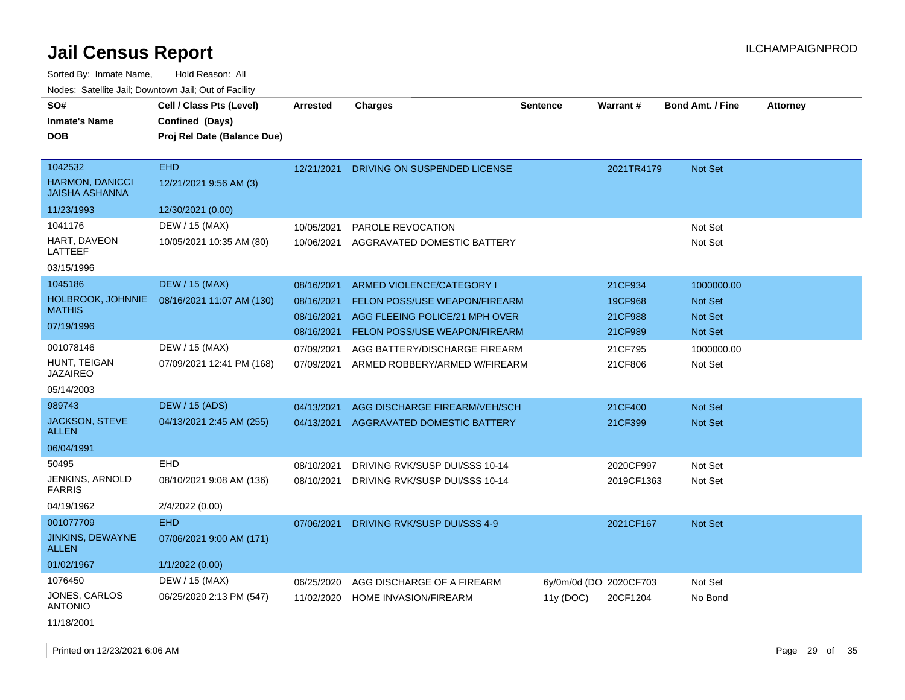# Jail Census Report

ILCHAMPAIGNPROD

Sorted By: Inmate Name, Hold Reason: All

Nodes: Satellite Jail; Downtown Jail; Out of Facility

| SO# / Inmate's Name / DOB | Cell / Class Pts (Level) / Confined (Days) / Proj Rel Date (Balance Due) | Arrested | Charges | Sentence | Warrant # | Bond Amt. / Fine | Attorney |
|---|---|---|---|---|---|---|---|
| 1042532 HARMON, DANICCI JAISHA ASHANNA 11/23/1993 | EHD 12/21/2021 9:56 AM (3) 12/30/2021 (0.00) | 12/21/2021 | DRIVING ON SUSPENDED LICENSE | | 2021TR4179 | Not Set | |
| 1041176 HART, DAVEON LATTEEF 03/15/1996 | DEW / 15 (MAX) 10/05/2021 10:35 AM (80) | 10/05/2021 | PAROLE REVOCATION | | | Not Set | |
| | | 10/06/2021 | AGGRAVATED DOMESTIC BATTERY | | | Not Set | |
| 1045186 HOLBROOK, JOHNNIE MATHIS 07/19/1996 | DEW / 15 (MAX) 08/16/2021 11:07 AM (130) | 08/16/2021 | ARMED VIOLENCE/CATEGORY I | | 21CF934 | 1000000.00 | |
| | | 08/16/2021 | FELON POSS/USE WEAPON/FIREARM | | 19CF968 | Not Set | |
| | | 08/16/2021 | AGG FLEEING POLICE/21 MPH OVER | | 21CF988 | Not Set | |
| | | 08/16/2021 | FELON POSS/USE WEAPON/FIREARM | | 21CF989 | Not Set | |
| 001078146 HUNT, TEIGAN JAZAIREO 05/14/2003 | DEW / 15 (MAX) 07/09/2021 12:41 PM (168) | 07/09/2021 | AGG BATTERY/DISCHARGE FIREARM | | 21CF795 | 1000000.00 | |
| | | 07/09/2021 | ARMED ROBBERY/ARMED W/FIREARM | | 21CF806 | Not Set | |
| 989743 JACKSON, STEVE ALLEN 06/04/1991 | DEW / 15 (ADS) 04/13/2021 2:45 AM (255) | 04/13/2021 | AGG DISCHARGE FIREARM/VEH/SCH | | 21CF400 | Not Set | |
| | | 04/13/2021 | AGGRAVATED DOMESTIC BATTERY | | 21CF399 | Not Set | |
| 50495 JENKINS, ARNOLD FARRIS 04/19/1962 | EHD 08/10/2021 9:08 AM (136) 2/4/2022 (0.00) | 08/10/2021 | DRIVING RVK/SUSP DUI/SSS 10-14 | | 2020CF997 | Not Set | |
| | | 08/10/2021 | DRIVING RVK/SUSP DUI/SSS 10-14 | | 2019CF1363 | Not Set | |
| 001077709 JINKINS, DEWAYNE ALLEN 01/02/1967 | EHD 07/06/2021 9:00 AM (171) 1/1/2022 (0.00) | 07/06/2021 | DRIVING RVK/SUSP DUI/SSS 4-9 | | 2021CF167 | Not Set | |
| 1076450 JONES, CARLOS ANTONIO 11/18/2001 | DEW / 15 (MAX) 06/25/2020 2:13 PM (547) | 06/25/2020 | AGG DISCHARGE OF A FIREARM | 6y/0m/0d (DOC) | 2020CF703 | Not Set | |
| | | 11/02/2020 | HOME INVASION/FIREARM | 11y (DOC) | 20CF1204 | No Bond | |

Printed on 12/23/2021 6:06 AM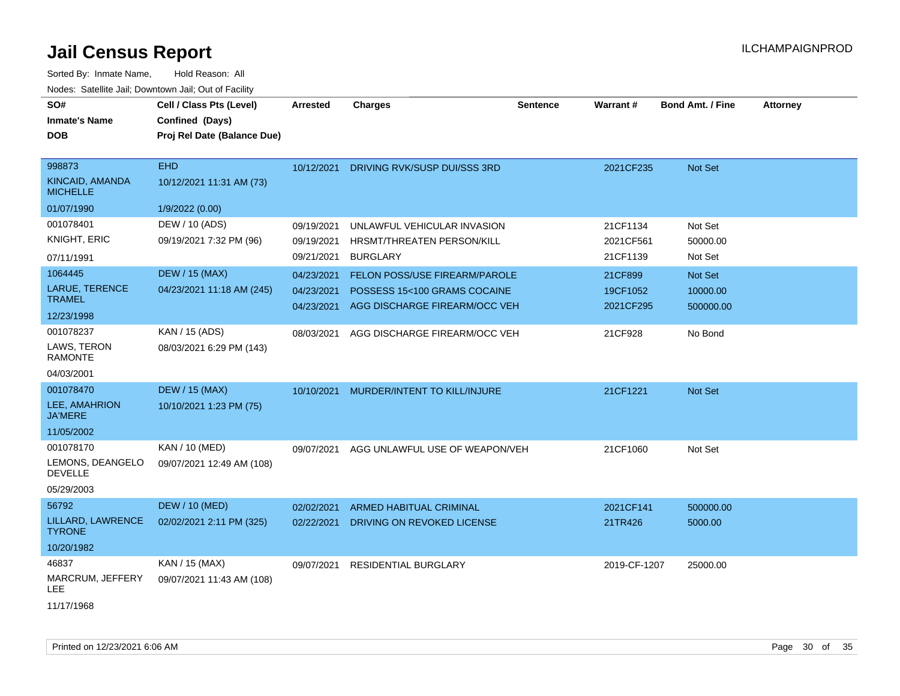# Jail Census Report

ILCHAMPAIGNPROD

Sorted By: Inmate Name, Hold Reason: All

Nodes: Satellite Jail; Downtown Jail; Out of Facility

| SO# / Inmate's Name / DOB | Cell / Class Pts (Level) / Confined (Days) / Proj Rel Date (Balance Due) | Arrested | Charges | Sentence | Warrant # | Bond Amt. / Fine | Attorney |
|---|---|---|---|---|---|---|---|
| 998873<br>KINCAID, AMANDA MICHELLE<br>01/07/1990 | EHD<br>10/12/2021 11:31 AM (73)<br>1/9/2022 (0.00) | 10/12/2021 | DRIVING RVK/SUSP DUI/SSS 3RD | | 2021CF235 | Not Set | |
| 001078401<br>KNIGHT, ERIC<br>07/11/1991 | DEW / 10 (ADS)<br>09/19/2021 7:32 PM (96) | 09/19/2021<br>09/19/2021<br>09/21/2021 | UNLAWFUL VEHICULAR INVASION<br>HRSMT/THREATEN PERSON/KILL<br>BURGLARY | | 21CF1134<br>2021CF561<br>21CF1139 | Not Set<br>50000.00<br>Not Set | |
| 1064445<br>LARUE, TERENCE TRAMEL<br>12/23/1998 | DEW / 15 (MAX)<br>04/23/2021 11:18 AM (245) | 04/23/2021<br>04/23/2021<br>04/23/2021 | FELON POSS/USE FIREARM/PAROLE<br>POSSESS 15<100 GRAMS COCAINE<br>AGG DISCHARGE FIREARM/OCC VEH | | 21CF899<br>19CF1052<br>2021CF295 | Not Set<br>10000.00<br>500000.00 | |
| 001078237<br>LAWS, TERON RAMONTE<br>04/03/2001 | KAN / 15 (ADS)<br>08/03/2021 6:29 PM (143) | 08/03/2021 | AGG DISCHARGE FIREARM/OCC VEH | | 21CF928 | No Bond | |
| 001078470<br>LEE, AMAHRION JA'MERE<br>11/05/2002 | DEW / 15 (MAX)<br>10/10/2021 1:23 PM (75) | 10/10/2021 | MURDER/INTENT TO KILL/INJURE | | 21CF1221 | Not Set | |
| 001078170<br>LEMONS, DEANGELO DEVELLE<br>05/29/2003 | KAN / 10 (MED)<br>09/07/2021 12:49 AM (108) | 09/07/2021 | AGG UNLAWFUL USE OF WEAPON/VEH | | 21CF1060 | Not Set | |
| 56792<br>LILLARD, LAWRENCE TYRONE<br>10/20/1982 | DEW / 10 (MED)<br>02/02/2021 2:11 PM (325) | 02/02/2021<br>02/22/2021 | ARMED HABITUAL CRIMINAL<br>DRIVING ON REVOKED LICENSE | | 2021CF141<br>21TR426 | 500000.00<br>5000.00 | |
| 46837<br>MARCRUM, JEFFERY LEE<br>11/17/1968 | KAN / 15 (MAX)<br>09/07/2021 11:43 AM (108) | 09/07/2021 | RESIDENTIAL BURGLARY | | 2019-CF-1207 | 25000.00 | |

Printed on 12/23/2021 6:06 AM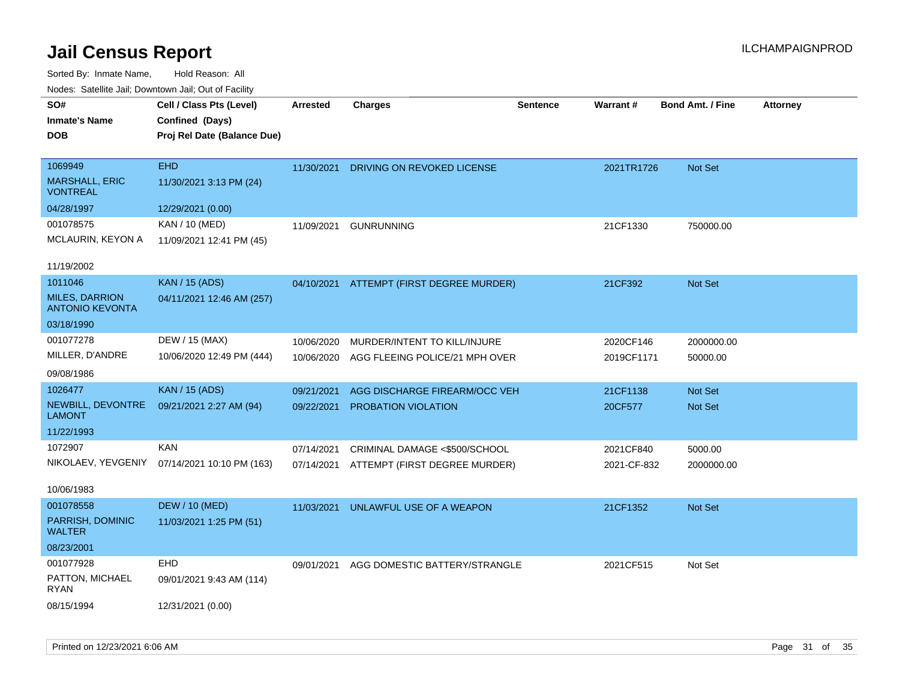# Jail Census Report

ILCHAMPAIGNPROD

Sorted By: Inmate Name, Hold Reason: All

Nodes: Satellite Jail; Downtown Jail; Out of Facility

| SO# / Inmate's Name / DOB | Cell / Class Pts (Level) / Confined (Days) / Proj Rel Date (Balance Due) | Arrested | Charges | Sentence | Warrant # | Bond Amt. / Fine | Attorney |
|---|---|---|---|---|---|---|---|
| 1069949<br>MARSHALL, ERIC VONTREAL<br>04/28/1997 | EHD<br>11/30/2021 3:13 PM (24)<br>12/29/2021 (0.00) | 11/30/2021 | DRIVING ON REVOKED LICENSE | | 2021TR1726 | Not Set | |
| 001078575<br>MCLAURIN, KEYON A<br>11/19/2002 | KAN / 10 (MED)<br>11/09/2021 12:41 PM (45) | 11/09/2021 | GUNRUNNING | | 21CF1330 | 750000.00 | |
| 1011046<br>MILES, DARRION ANTONIO KEVONTA<br>03/18/1990 | KAN / 15 (ADS)<br>04/11/2021 12:46 AM (257) | 04/10/2021 | ATTEMPT (FIRST DEGREE MURDER) | | 21CF392 | Not Set | |
| 001077278<br>MILLER, D'ANDRE<br>09/08/1986 | DEW / 15 (MAX)<br>10/06/2020 12:49 PM (444) | 10/06/2020<br>10/06/2020 | MURDER/INTENT TO KILL/INJURE<br>AGG FLEEING POLICE/21 MPH OVER | | 2020CF146<br>2019CF1171 | 2000000.00<br>50000.00 | |
| 1026477<br>NEWBILL, DEVONTRE LAMONT<br>11/22/1993 | KAN / 15 (ADS)<br>09/21/2021 2:27 AM (94) | 09/21/2021<br>09/22/2021 | AGG DISCHARGE FIREARM/OCC VEH<br>PROBATION VIOLATION | | 21CF1138<br>20CF577 | Not Set<br>Not Set | |
| 1072907<br>NIKOLAEV, YEVGENIY<br>10/06/1983 | KAN<br>07/14/2021 10:10 PM (163) | 07/14/2021<br>07/14/2021 | CRIMINAL DAMAGE <$500/SCHOOL<br>ATTEMPT (FIRST DEGREE MURDER) | | 2021CF840<br>2021-CF-832 | 5000.00<br>2000000.00 | |
| 001078558<br>PARRISH, DOMINIC WALTER<br>08/23/2001 | DEW / 10 (MED)<br>11/03/2021 1:25 PM (51) | 11/03/2021 | UNLAWFUL USE OF A WEAPON | | 21CF1352 | Not Set | |
| 001077928<br>PATTON, MICHAEL RYAN<br>08/15/1994 | EHD<br>09/01/2021 9:43 AM (114)<br>12/31/2021 (0.00) | 09/01/2021 | AGG DOMESTIC BATTERY/STRANGLE | | 2021CF515 | Not Set | |

Printed on 12/23/2021 6:06 AM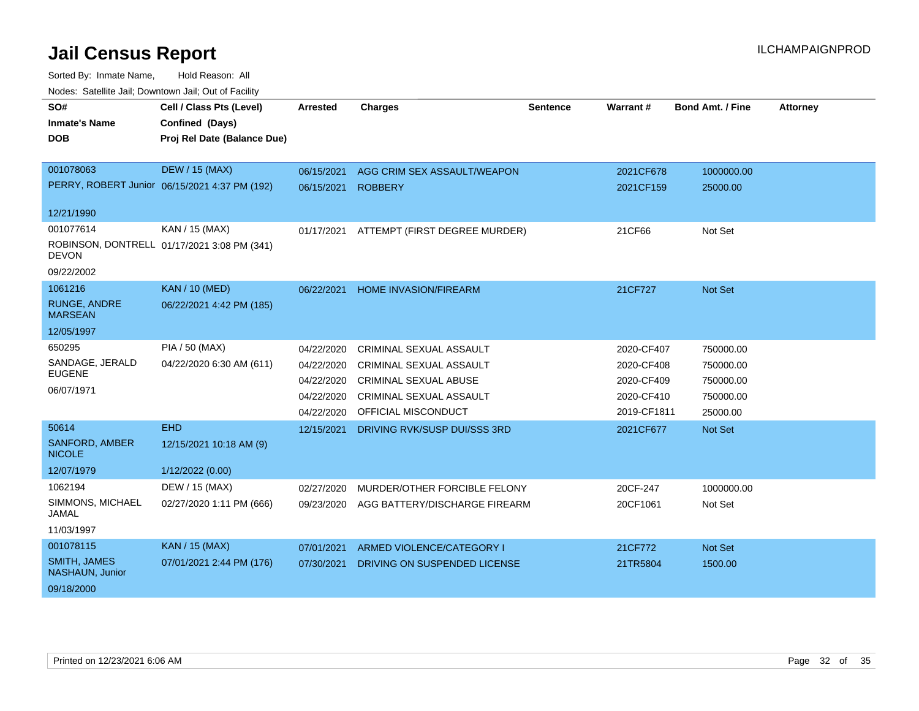# Jail Census Report

Sorted By: Inmate Name, Hold Reason: All

Nodes: Satellite Jail; Downtown Jail; Out of Facility

| SO# / Inmate's Name / DOB | Cell / Class Pts (Level) / Confined (Days) / Proj Rel Date (Balance Due) | Arrested | Charges | Sentence | Warrant # | Bond Amt. / Fine | Attorney |
|---|---|---|---|---|---|---|---|
| 001078063 PERRY, ROBERT Junior 12/21/1990 | DEW / 15 (MAX) 06/15/2021 4:37 PM (192) | 06/15/2021 | AGG CRIM SEX ASSAULT/WEAPON | | 2021CF678 | 1000000.00 | |
| | | 06/15/2021 | ROBBERY | | 2021CF159 | 25000.00 | |
| 001077614 ROBINSON, DONTRELL DEVON 09/22/2002 | KAN / 15 (MAX) 01/17/2021 3:08 PM (341) | 01/17/2021 | ATTEMPT (FIRST DEGREE MURDER) | | 21CF66 | Not Set | |
| 1061216 RUNGE, ANDRE MARSEAN 12/05/1997 | KAN / 10 (MED) 06/22/2021 4:42 PM (185) | 06/22/2021 | HOME INVASION/FIREARM | | 21CF727 | Not Set | |
| 650295 SANDAGE, JERALD EUGENE 06/07/1971 | PIA / 50 (MAX) 04/22/2020 6:30 AM (611) | 04/22/2020 | CRIMINAL SEXUAL ASSAULT | | 2020-CF407 | 750000.00 | |
| | | 04/22/2020 | CRIMINAL SEXUAL ASSAULT | | 2020-CF408 | 750000.00 | |
| | | 04/22/2020 | CRIMINAL SEXUAL ABUSE | | 2020-CF409 | 750000.00 | |
| | | 04/22/2020 | CRIMINAL SEXUAL ASSAULT | | 2020-CF410 | 750000.00 | |
| | | 04/22/2020 | OFFICIAL MISCONDUCT | | 2019-CF1811 | 25000.00 | |
| 50614 SANFORD, AMBER NICOLE 12/07/1979 | EHD 12/15/2021 10:18 AM (9) 1/12/2022 (0.00) | 12/15/2021 | DRIVING RVK/SUSP DUI/SSS 3RD | | 2021CF677 | Not Set | |
| 1062194 SIMMONS, MICHAEL JAMAL 11/03/1997 | DEW / 15 (MAX) 02/27/2020 1:11 PM (666) | 02/27/2020 | MURDER/OTHER FORCIBLE FELONY | | 20CF-247 | 1000000.00 | |
| | | 09/23/2020 | AGG BATTERY/DISCHARGE FIREARM | | 20CF1061 | Not Set | |
| 001078115 SMITH, JAMES NASHAUN, Junior 09/18/2000 | KAN / 15 (MAX) 07/01/2021 2:44 PM (176) | 07/01/2021 | ARMED VIOLENCE/CATEGORY I | | 21CF772 | Not Set | |
| | | 07/30/2021 | DRIVING ON SUSPENDED LICENSE | | 21TR5804 | 1500.00 | |

Printed on 12/23/2021 6:06 AM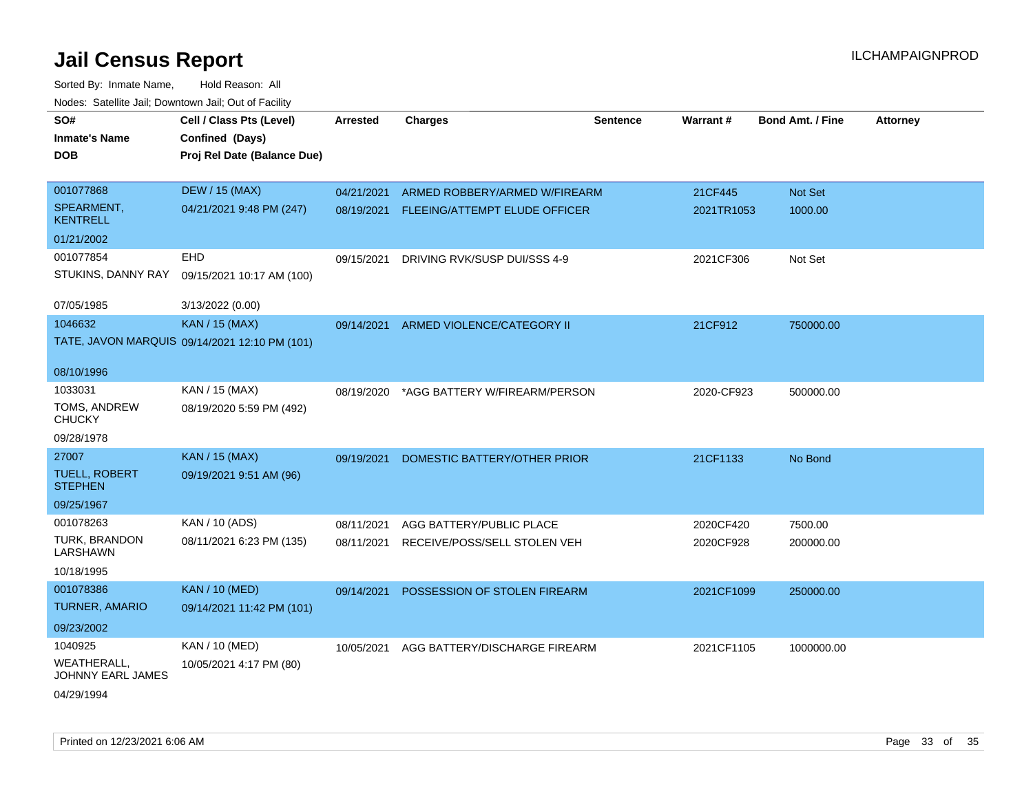# Jail Census Report

Sorted By: Inmate Name, Hold Reason: All

Nodes: Satellite Jail; Downtown Jail; Out of Facility

| SO# / Inmate's Name / DOB | Cell / Class Pts (Level) / Confined (Days) / Proj Rel Date (Balance Due) | Arrested | Charges | Sentence | Warrant # | Bond Amt. / Fine | Attorney |
|---|---|---|---|---|---|---|---|
| 001077868<br>SPEARMENT, KENTRELL<br>01/21/2002 | DEW / 15 (MAX)<br>04/21/2021 9:48 PM (247) | 04/21/2021<br>08/19/2021 | ARMED ROBBERY/ARMED W/FIREARM<br>FLEEING/ATTEMPT ELUDE OFFICER | | 21CF445<br>2021TR1053 | Not Set<br>1000.00 | |
| 001077854<br>STUKINS, DANNY RAY<br>07/05/1985 | EHD<br>09/15/2021 10:17 AM (100)<br>3/13/2022 (0.00) | 09/15/2021 | DRIVING RVK/SUSP DUI/SSS 4-9 | | 2021CF306 | Not Set | |
| 1046632<br>TATE, JAVON MARQUIS<br>08/10/1996 | KAN / 15 (MAX)<br>09/14/2021 12:10 PM (101) | 09/14/2021 | ARMED VIOLENCE/CATEGORY II | | 21CF912 | 750000.00 | |
| 1033031<br>TOMS, ANDREW CHUCKY<br>09/28/1978 | KAN / 15 (MAX)<br>08/19/2020 5:59 PM (492) | 08/19/2020 | *AGG BATTERY W/FIREARM/PERSON | | 2020-CF923 | 500000.00 | |
| 27007<br>TUELL, ROBERT STEPHEN<br>09/25/1967 | KAN / 15 (MAX)<br>09/19/2021 9:51 AM (96) | 09/19/2021 | DOMESTIC BATTERY/OTHER PRIOR | | 21CF1133 | No Bond | |
| 001078263<br>TURK, BRANDON LARSHAWN<br>10/18/1995 | KAN / 10 (ADS)<br>08/11/2021 6:23 PM (135) | 08/11/2021<br>08/11/2021 | AGG BATTERY/PUBLIC PLACE<br>RECEIVE/POSS/SELL STOLEN VEH | | 2020CF420<br>2020CF928 | 7500.00<br>200000.00 | |
| 001078386<br>TURNER, AMARIO<br>09/23/2002 | KAN / 10 (MED)<br>09/14/2021 11:42 PM (101) | 09/14/2021 | POSSESSION OF STOLEN FIREARM | | 2021CF1099 | 250000.00 | |
| 1040925<br>WEATHERALL, JOHNNY EARL JAMES<br>04/29/1994 | KAN / 10 (MED)<br>10/05/2021 4:17 PM (80) | 10/05/2021 | AGG BATTERY/DISCHARGE FIREARM | | 2021CF1105 | 1000000.00 | |

Printed on 12/23/2021 6:06 AM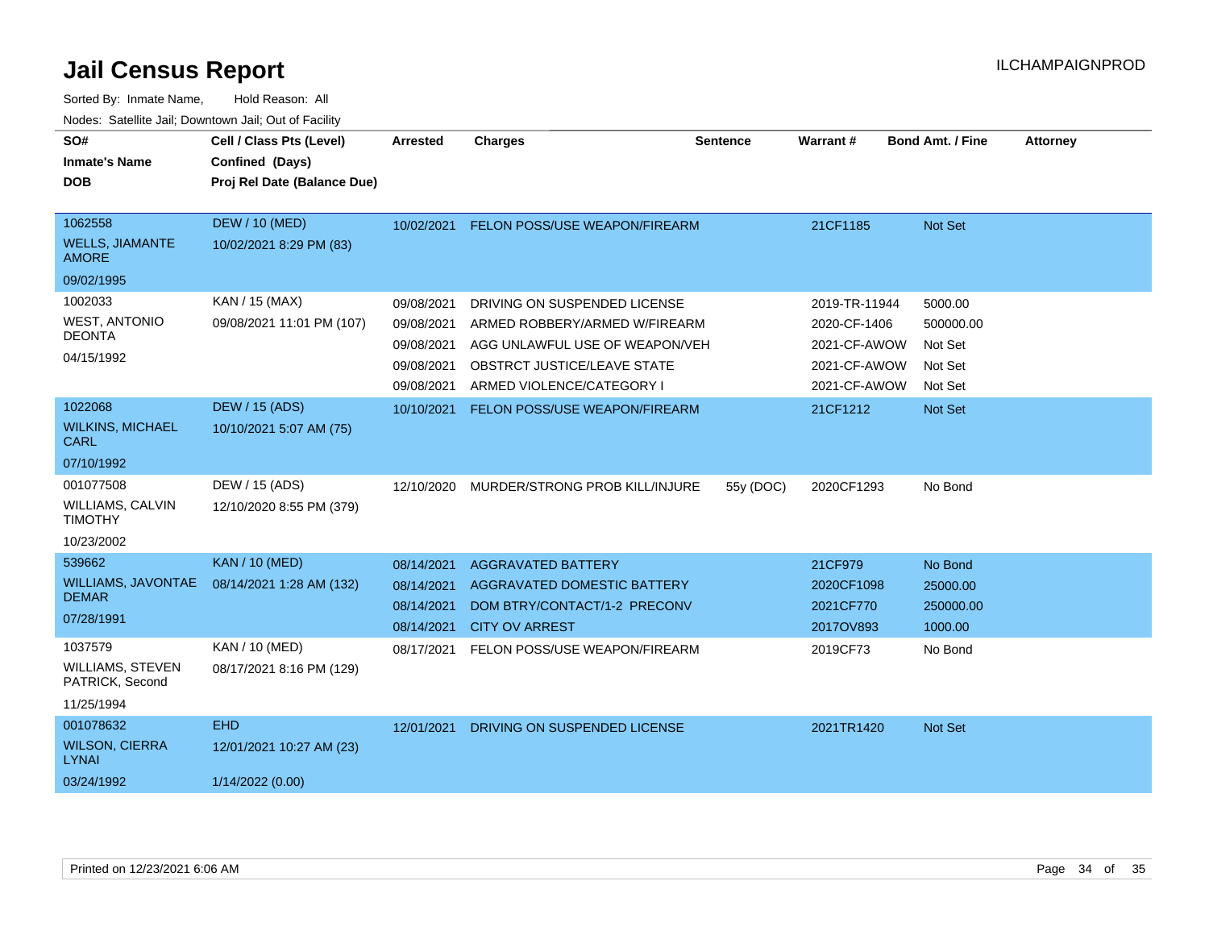# Jail Census Report

Sorted By: Inmate Name, Hold Reason: All

Nodes: Satellite Jail; Downtown Jail; Out of Facility

| SO# / Inmate's Name / DOB | Cell / Class Pts (Level) / Confined (Days) / Proj Rel Date (Balance Due) | Arrested | Charges | Sentence | Warrant # | Bond Amt. / Fine | Attorney |
|---|---|---|---|---|---|---|---|
| 1062558<br>WELLS, JIAMANTE AMORE<br>09/02/1995 | DEW / 10 (MED)<br>10/02/2021 8:29 PM (83) | 10/02/2021 | FELON POSS/USE WEAPON/FIREARM | | 21CF1185 | Not Set | |
| 1002033<br>WEST, ANTONIO DEONTA<br>04/15/1992 | KAN / 15 (MAX)<br>09/08/2021 11:01 PM (107) | 09/08/2021 | DRIVING ON SUSPENDED LICENSE | | 2019-TR-11944 | 5000.00 | |
| | | 09/08/2021 | ARMED ROBBERY/ARMED W/FIREARM | | 2020-CF-1406 | 500000.00 | |
| | | 09/08/2021 | AGG UNLAWFUL USE OF WEAPON/VEH | | 2021-CF-AWOW | Not Set | |
| | | 09/08/2021 | OBSTRCT JUSTICE/LEAVE STATE | | 2021-CF-AWOW | Not Set | |
| | | 09/08/2021 | ARMED VIOLENCE/CATEGORY I | | 2021-CF-AWOW | Not Set | |
| 1022068<br>WILKINS, MICHAEL CARL<br>07/10/1992 | DEW / 15 (ADS)<br>10/10/2021 5:07 AM (75) | 10/10/2021 | FELON POSS/USE WEAPON/FIREARM | | 21CF1212 | Not Set | |
| 001077508<br>WILLIAMS, CALVIN TIMOTHY<br>10/23/2002 | DEW / 15 (ADS)<br>12/10/2020 8:55 PM (379) | 12/10/2020 | MURDER/STRONG PROB KILL/INJURE | 55y (DOC) | 2020CF1293 | No Bond | |
| 539662<br>WILLIAMS, JAVONTAE DEMAR<br>07/28/1991 | KAN / 10 (MED)<br>08/14/2021 1:28 AM (132) | 08/14/2021 | AGGRAVATED BATTERY | | 21CF979 | No Bond | |
| | | 08/14/2021 | AGGRAVATED DOMESTIC BATTERY | | 2020CF1098 | 25000.00 | |
| | | 08/14/2021 | DOM BTRY/CONTACT/1-2 PRECONV | | 2021CF770 | 250000.00 | |
| | | 08/14/2021 | CITY OV ARREST | | 2017OV893 | 1000.00 | |
| 1037579<br>WILLIAMS, STEVEN PATRICK, Second<br>11/25/1994 | KAN / 10 (MED)<br>08/17/2021 8:16 PM (129) | 08/17/2021 | FELON POSS/USE WEAPON/FIREARM | | 2019CF73 | No Bond | |
| 001078632<br>WILSON, CIERRA LYNAI<br>03/24/1992 | EHD<br>12/01/2021 10:27 AM (23)<br>1/14/2022 (0.00) | 12/01/2021 | DRIVING ON SUSPENDED LICENSE | | 2021TR1420 | Not Set | |

Printed on 12/23/2021 6:06 AM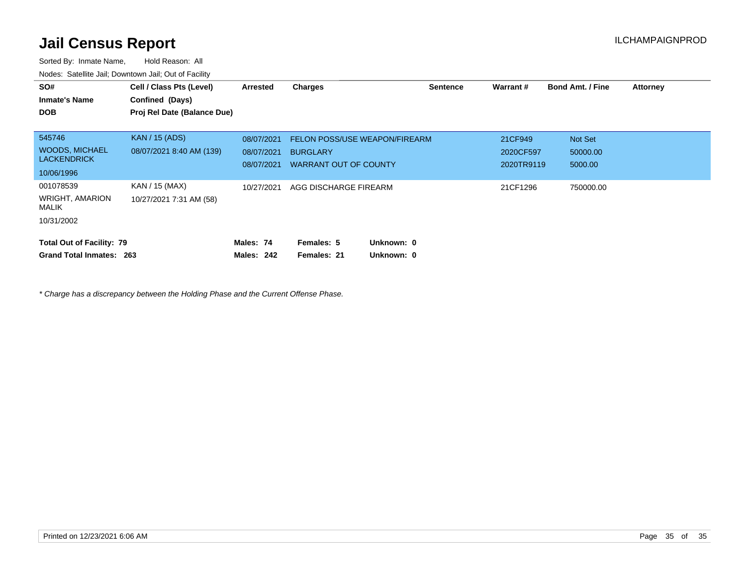# Jail Census Report

ILCHAMPAIGNPROD

Sorted By: Inmate Name, Hold Reason: All

Nodes: Satellite Jail; Downtown Jail; Out of Facility

| SO# / Inmate's Name / DOB | Cell / Class Pts (Level) / Confined (Days) / Proj Rel Date (Balance Due) | Arrested | Charges | Sentence | Warrant # | Bond Amt. / Fine | Attorney |
|---|---|---|---|---|---|---|---|
| 545746<br>WOODS, MICHAEL LACKENDRICK<br>10/06/1996 | KAN / 15 (ADS)<br>08/07/2021 8:40 AM (139) | 08/07/2021<br>08/07/2021<br>08/07/2021 | FELON POSS/USE WEAPON/FIREARM<br>BURGLARY<br>WARRANT OUT OF COUNTY | | 21CF949<br>2020CF597<br>2020TR9119 | Not Set<br>50000.00<br>5000.00 | |
| 001078539<br>WRIGHT, AMARION MALIK<br>10/31/2002 | KAN / 15 (MAX)<br>10/27/2021 7:31 AM (58) | 10/27/2021 | AGG DISCHARGE FIREARM | | 21CF1296 | 750000.00 | |

**Total Out of Facility: 79** **Males: 74** **Females: 5** **Unknown: 0**

**Grand Total Inmates: 263** **Males: 242** **Females: 21** **Unknown: 0**

*\* Charge has a discrepancy between the Holding Phase and the Current Offense Phase.*

Printed on 12/23/2021 6:06 AM